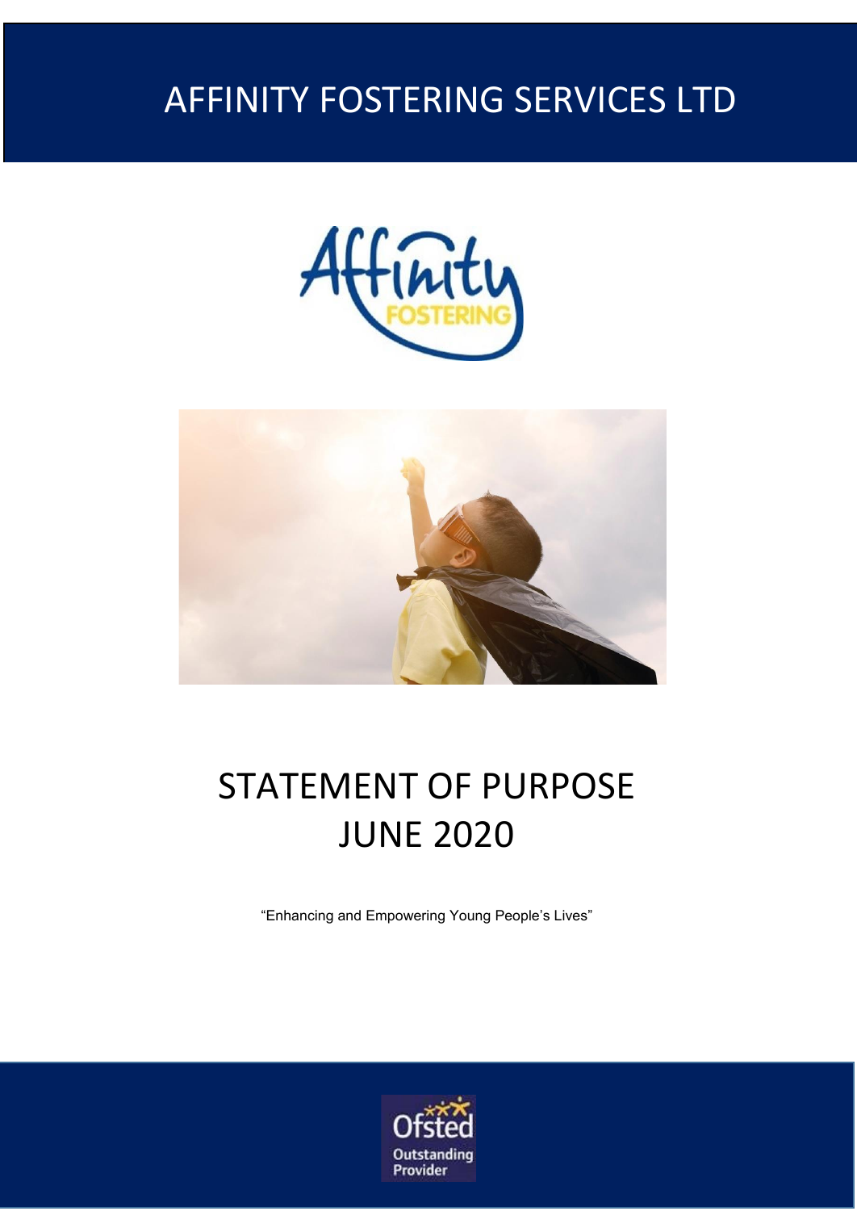# AFFINITY FOSTERING SERVICES LTD

# STATEMENT OF PURPOSE
# JUNE 2020

"Enhancing and Empowering Young People's Lives"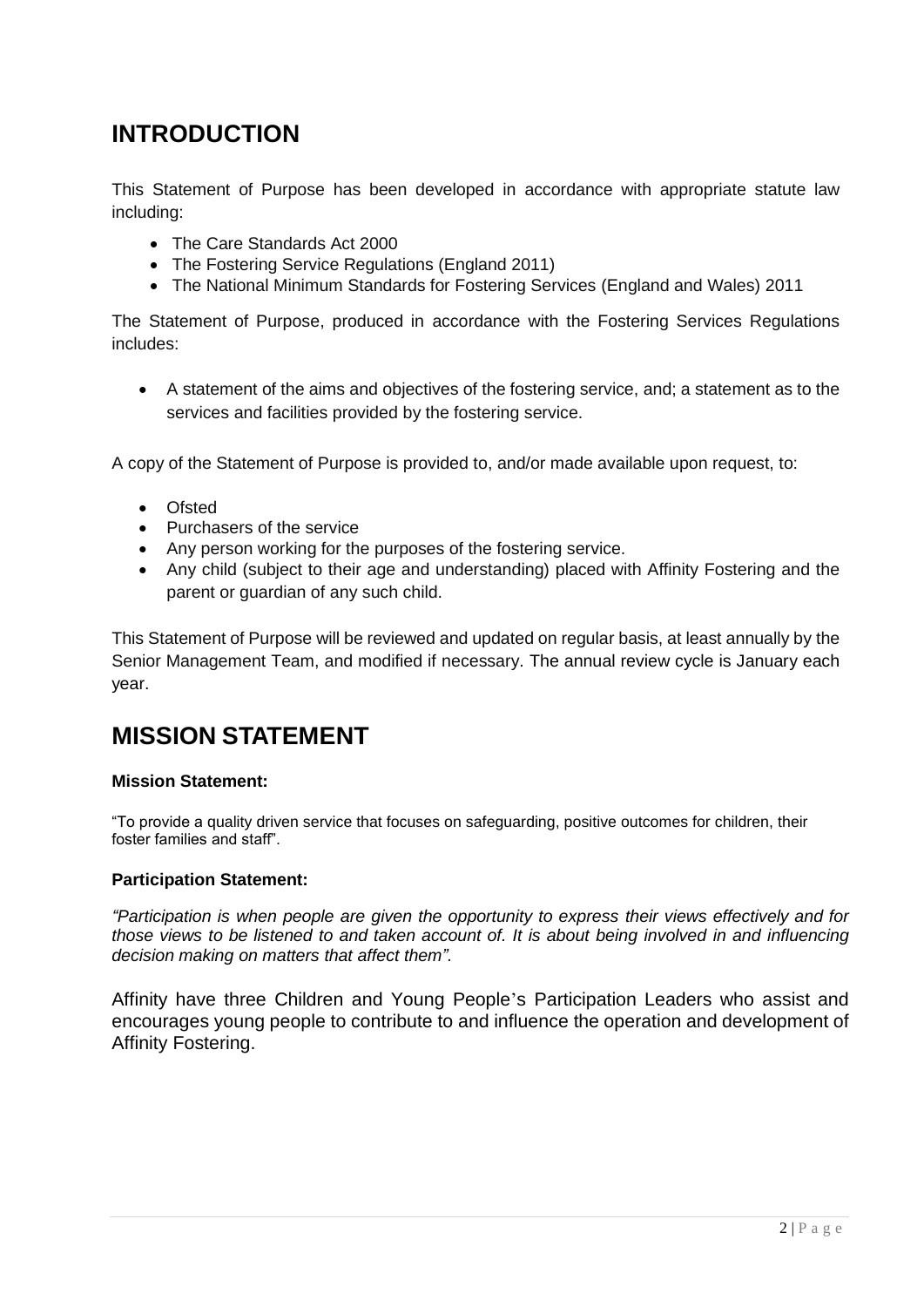# INTRODUCTION

This Statement of Purpose has been developed in accordance with appropriate statute law including:

- The Care Standards Act 2000
- The Fostering Service Regulations (England 2011)
- The National Minimum Standards for Fostering Services (England and Wales) 2011

The Statement of Purpose, produced in accordance with the Fostering Services Regulations includes:

- A statement of the aims and objectives of the fostering service, and; a statement as to the services and facilities provided by the fostering service.

A copy of the Statement of Purpose is provided to, and/or made available upon request, to:

- Ofsted
- Purchasers of the service
- Any person working for the purposes of the fostering service.
- Any child (subject to their age and understanding) placed with Affinity Fostering and the parent or guardian of any such child.

This Statement of Purpose will be reviewed and updated on regular basis, at least annually by the Senior Management Team, and modified if necessary. The annual review cycle is January each year.

# MISSION STATEMENT

**Mission Statement:**

"To provide a quality driven service that focuses on safeguarding, positive outcomes for children, their foster families and staff".

**Participation Statement:**

*"Participation is when people are given the opportunity to express their views effectively and for those views to be listened to and taken account of. It is about being involved in and influencing decision making on matters that affect them".*

Affinity have three Children and Young People's Participation Leaders who assist and encourages young people to contribute to and influence the operation and development of Affinity Fostering.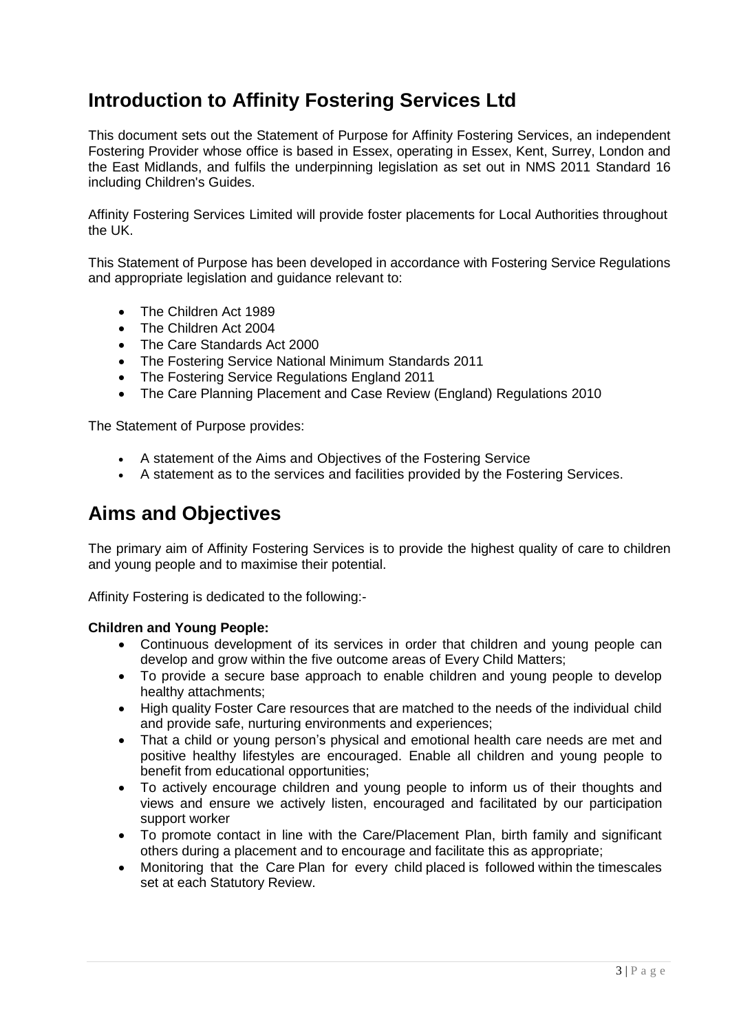## Introduction to Affinity Fostering Services Ltd

This document sets out the Statement of Purpose for Affinity Fostering Services, an independent Fostering Provider whose office is based in Essex, operating in Essex, Kent, Surrey, London and the East Midlands, and fulfils the underpinning legislation as set out in NMS 2011 Standard 16 including Children's Guides.

Affinity Fostering Services Limited will provide foster placements for Local Authorities throughout the UK.

This Statement of Purpose has been developed in accordance with Fostering Service Regulations and appropriate legislation and guidance relevant to:

- The Children Act 1989
- The Children Act 2004
- The Care Standards Act 2000
- The Fostering Service National Minimum Standards 2011
- The Fostering Service Regulations England 2011
- The Care Planning Placement and Case Review (England) Regulations 2010

The Statement of Purpose provides:

- A statement of the Aims and Objectives of the Fostering Service
- A statement as to the services and facilities provided by the Fostering Services.

## Aims and Objectives

The primary aim of Affinity Fostering Services is to provide the highest quality of care to children and young people and to maximise their potential.

Affinity Fostering is dedicated to the following:-

**Children and Young People:**

- Continuous development of its services in order that children and young people can develop and grow within the five outcome areas of Every Child Matters;
- To provide a secure base approach to enable children and young people to develop healthy attachments;
- High quality Foster Care resources that are matched to the needs of the individual child and provide safe, nurturing environments and experiences;
- That a child or young person's physical and emotional health care needs are met and positive healthy lifestyles are encouraged. Enable all children and young people to benefit from educational opportunities;
- To actively encourage children and young people to inform us of their thoughts and views and ensure we actively listen, encouraged and facilitated by our participation support worker
- To promote contact in line with the Care/Placement Plan, birth family and significant others during a placement and to encourage and facilitate this as appropriate;
- Monitoring that the Care Plan for every child placed is followed within the timescales set at each Statutory Review.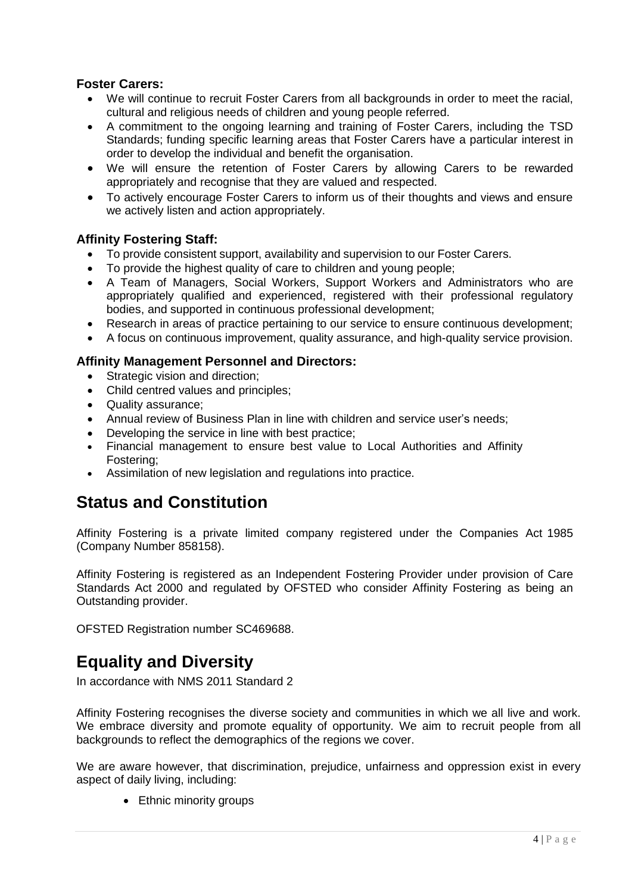### Foster Carers:

- We will continue to recruit Foster Carers from all backgrounds in order to meet the racial, cultural and religious needs of children and young people referred.
- A commitment to the ongoing learning and training of Foster Carers, including the TSD Standards; funding specific learning areas that Foster Carers have a particular interest in order to develop the individual and benefit the organisation.
- We will ensure the retention of Foster Carers by allowing Carers to be rewarded appropriately and recognise that they are valued and respected.
- To actively encourage Foster Carers to inform us of their thoughts and views and ensure we actively listen and action appropriately.

### Affinity Fostering Staff:

- To provide consistent support, availability and supervision to our Foster Carers.
- To provide the highest quality of care to children and young people;
- A Team of Managers, Social Workers, Support Workers and Administrators who are appropriately qualified and experienced, registered with their professional regulatory bodies, and supported in continuous professional development;
- Research in areas of practice pertaining to our service to ensure continuous development;
- A focus on continuous improvement, quality assurance, and high-quality service provision.

### Affinity Management Personnel and Directors:

- Strategic vision and direction;
- Child centred values and principles;
- Quality assurance;
- Annual review of Business Plan in line with children and service user's needs;
- Developing the service in line with best practice;
- Financial management to ensure best value to Local Authorities and Affinity Fostering;
- Assimilation of new legislation and regulations into practice.

## Status and Constitution

Affinity Fostering is a private limited company registered under the Companies Act 1985 (Company Number 858158).

Affinity Fostering is registered as an Independent Fostering Provider under provision of Care Standards Act 2000 and regulated by OFSTED who consider Affinity Fostering as being an Outstanding provider.

OFSTED Registration number SC469688.

## Equality and Diversity

In accordance with NMS 2011 Standard 2

Affinity Fostering recognises the diverse society and communities in which we all live and work. We embrace diversity and promote equality of opportunity. We aim to recruit people from all backgrounds to reflect the demographics of the regions we cover.

We are aware however, that discrimination, prejudice, unfairness and oppression exist in every aspect of daily living, including:

- Ethnic minority groups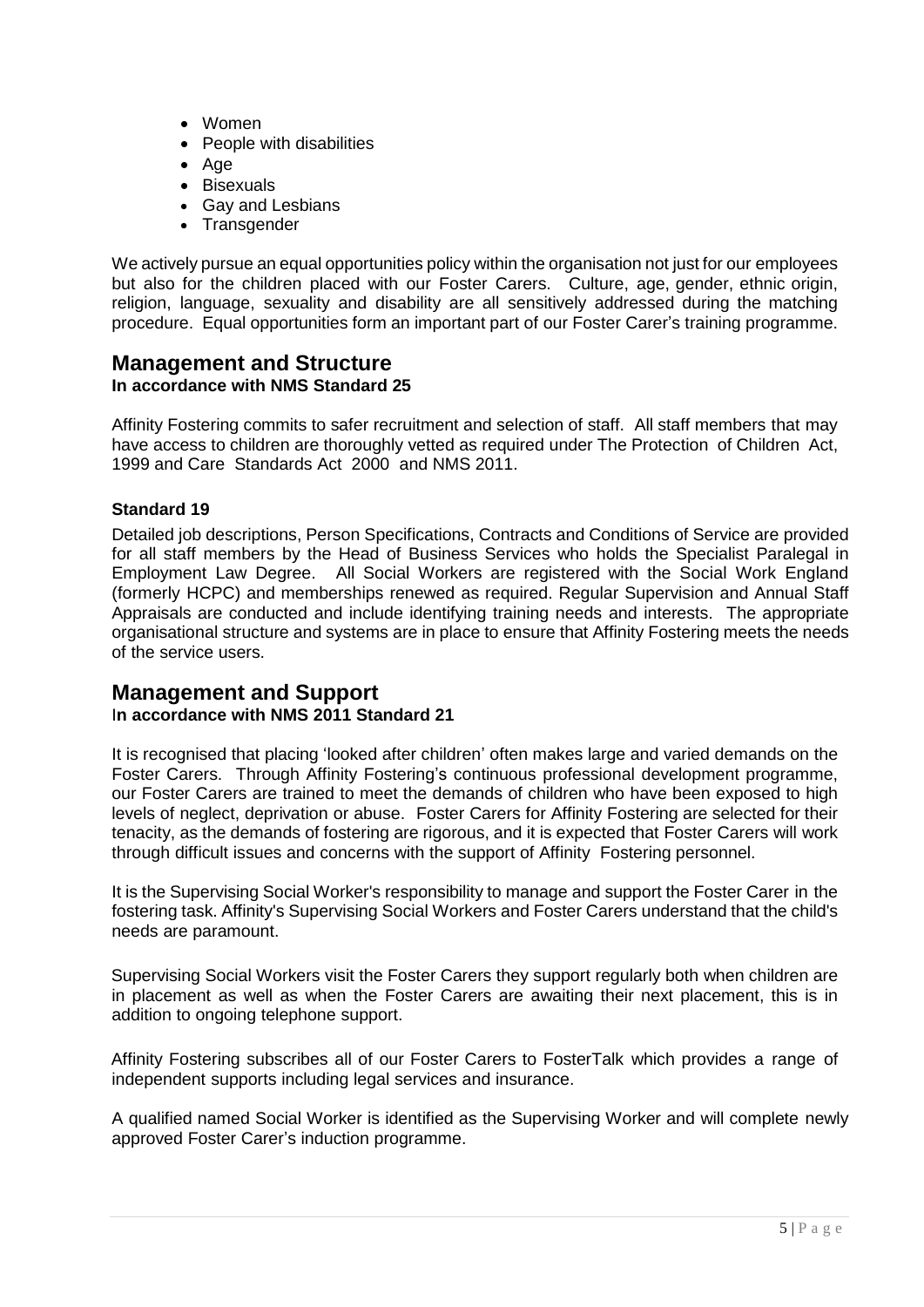- Women
- People with disabilities
- Age
- Bisexuals
- Gay and Lesbians
- Transgender

We actively pursue an equal opportunities policy within the organisation not just for our employees but also for the children placed with our Foster Carers. Culture, age, gender, ethnic origin, religion, language, sexuality and disability are all sensitively addressed during the matching procedure. Equal opportunities form an important part of our Foster Carer's training programme.

## Management and Structure

**In accordance with NMS Standard 25**

Affinity Fostering commits to safer recruitment and selection of staff. All staff members that may have access to children are thoroughly vetted as required under The Protection of Children Act, 1999 and Care Standards Act 2000 and NMS 2011.

**Standard 19**

Detailed job descriptions, Person Specifications, Contracts and Conditions of Service are provided for all staff members by the Head of Business Services who holds the Specialist Paralegal in Employment Law Degree. All Social Workers are registered with the Social Work England (formerly HCPC) and memberships renewed as required. Regular Supervision and Annual Staff Appraisals are conducted and include identifying training needs and interests. The appropriate organisational structure and systems are in place to ensure that Affinity Fostering meets the needs of the service users.

## Management and Support

**In accordance with NMS 2011 Standard 21**

It is recognised that placing 'looked after children' often makes large and varied demands on the Foster Carers. Through Affinity Fostering's continuous professional development programme, our Foster Carers are trained to meet the demands of children who have been exposed to high levels of neglect, deprivation or abuse. Foster Carers for Affinity Fostering are selected for their tenacity, as the demands of fostering are rigorous, and it is expected that Foster Carers will work through difficult issues and concerns with the support of Affinity Fostering personnel.

It is the Supervising Social Worker's responsibility to manage and support the Foster Carer in the fostering task. Affinity's Supervising Social Workers and Foster Carers understand that the child's needs are paramount.

Supervising Social Workers visit the Foster Carers they support regularly both when children are in placement as well as when the Foster Carers are awaiting their next placement, this is in addition to ongoing telephone support.

Affinity Fostering subscribes all of our Foster Carers to FosterTalk which provides a range of independent supports including legal services and insurance.

A qualified named Social Worker is identified as the Supervising Worker and will complete newly approved Foster Carer's induction programme.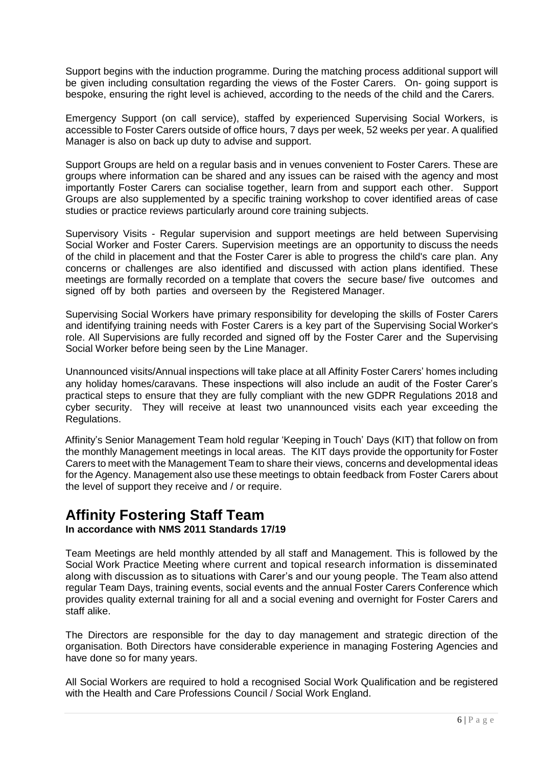Support begins with the induction programme. During the matching process additional support will be given including consultation regarding the views of the Foster Carers. On- going support is bespoke, ensuring the right level is achieved, according to the needs of the child and the Carers.

Emergency Support (on call service), staffed by experienced Supervising Social Workers, is accessible to Foster Carers outside of office hours, 7 days per week, 52 weeks per year. A qualified Manager is also on back up duty to advise and support.

Support Groups are held on a regular basis and in venues convenient to Foster Carers. These are groups where information can be shared and any issues can be raised with the agency and most importantly Foster Carers can socialise together, learn from and support each other. Support Groups are also supplemented by a specific training workshop to cover identified areas of case studies or practice reviews particularly around core training subjects.

Supervisory Visits - Regular supervision and support meetings are held between Supervising Social Worker and Foster Carers. Supervision meetings are an opportunity to discuss the needs of the child in placement and that the Foster Carer is able to progress the child's care plan. Any concerns or challenges are also identified and discussed with action plans identified. These meetings are formally recorded on a template that covers the secure base/ five outcomes and signed off by both parties and overseen by the Registered Manager.

Supervising Social Workers have primary responsibility for developing the skills of Foster Carers and identifying training needs with Foster Carers is a key part of the Supervising Social Worker's role. All Supervisions are fully recorded and signed off by the Foster Carer and the Supervising Social Worker before being seen by the Line Manager.

Unannounced visits/Annual inspections will take place at all Affinity Foster Carers' homes including any holiday homes/caravans. These inspections will also include an audit of the Foster Carer's practical steps to ensure that they are fully compliant with the new GDPR Regulations 2018 and cyber security. They will receive at least two unannounced visits each year exceeding the Regulations.

Affinity's Senior Management Team hold regular 'Keeping in Touch' Days (KIT) that follow on from the monthly Management meetings in local areas. The KIT days provide the opportunity for Foster Carers to meet with the Management Team to share their views, concerns and developmental ideas for the Agency. Management also use these meetings to obtain feedback from Foster Carers about the level of support they receive and / or require.

# Affinity Fostering Staff Team

**In accordance with NMS 2011 Standards 17/19**

Team Meetings are held monthly attended by all staff and Management. This is followed by the Social Work Practice Meeting where current and topical research information is disseminated along with discussion as to situations with Carer's and our young people. The Team also attend regular Team Days, training events, social events and the annual Foster Carers Conference which provides quality external training for all and a social evening and overnight for Foster Carers and staff alike.

The Directors are responsible for the day to day management and strategic direction of the organisation. Both Directors have considerable experience in managing Fostering Agencies and have done so for many years.

All Social Workers are required to hold a recognised Social Work Qualification and be registered with the Health and Care Professions Council / Social Work England.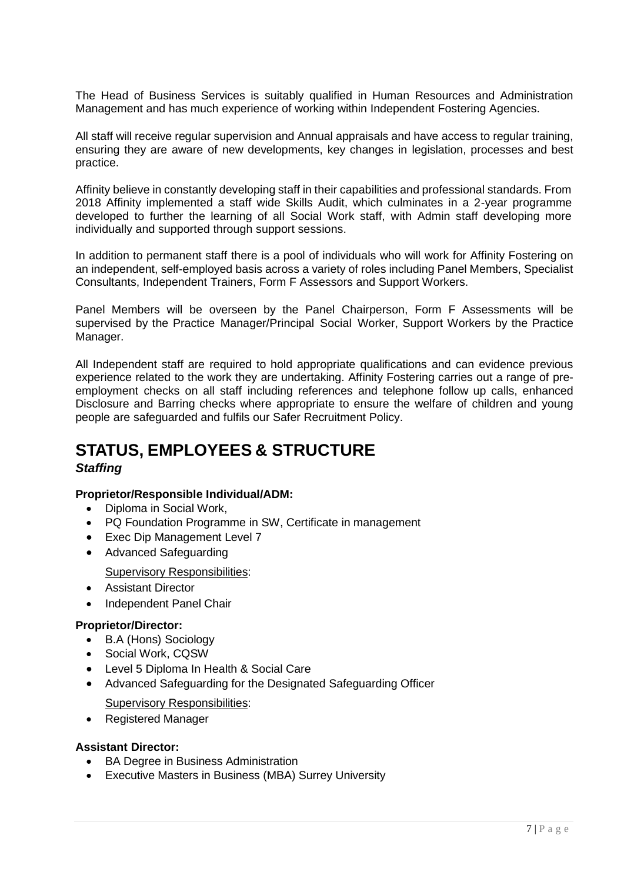The Head of Business Services is suitably qualified in Human Resources and Administration Management and has much experience of working within Independent Fostering Agencies.

All staff will receive regular supervision and Annual appraisals and have access to regular training, ensuring they are aware of new developments, key changes in legislation, processes and best practice.

Affinity believe in constantly developing staff in their capabilities and professional standards. From 2018 Affinity implemented a staff wide Skills Audit, which culminates in a 2-year programme developed to further the learning of all Social Work staff, with Admin staff developing more individually and supported through support sessions.

In addition to permanent staff there is a pool of individuals who will work for Affinity Fostering on an independent, self-employed basis across a variety of roles including Panel Members, Specialist Consultants, Independent Trainers, Form F Assessors and Support Workers.

Panel Members will be overseen by the Panel Chairperson, Form F Assessments will be supervised by the Practice Manager/Principal Social Worker, Support Workers by the Practice Manager.

All Independent staff are required to hold appropriate qualifications and can evidence previous experience related to the work they are undertaking. Affinity Fostering carries out a range of pre-employment checks on all staff including references and telephone follow up calls, enhanced Disclosure and Barring checks where appropriate to ensure the welfare of children and young people are safeguarded and fulfils our Safer Recruitment Policy.

# STATUS, EMPLOYEES & STRUCTURE

***Staffing***

**Proprietor/Responsible Individual/ADM:**

- Diploma in Social Work,
- PQ Foundation Programme in SW, Certificate in management
- Exec Dip Management Level 7
- Advanced Safeguarding

Supervisory Responsibilities:

- Assistant Director
- Independent Panel Chair

**Proprietor/Director:**

- B.A (Hons) Sociology
- Social Work, CQSW
- Level 5 Diploma In Health & Social Care
- Advanced Safeguarding for the Designated Safeguarding Officer

Supervisory Responsibilities:

- Registered Manager

**Assistant Director:**

- BA Degree in Business Administration
- Executive Masters in Business (MBA) Surrey University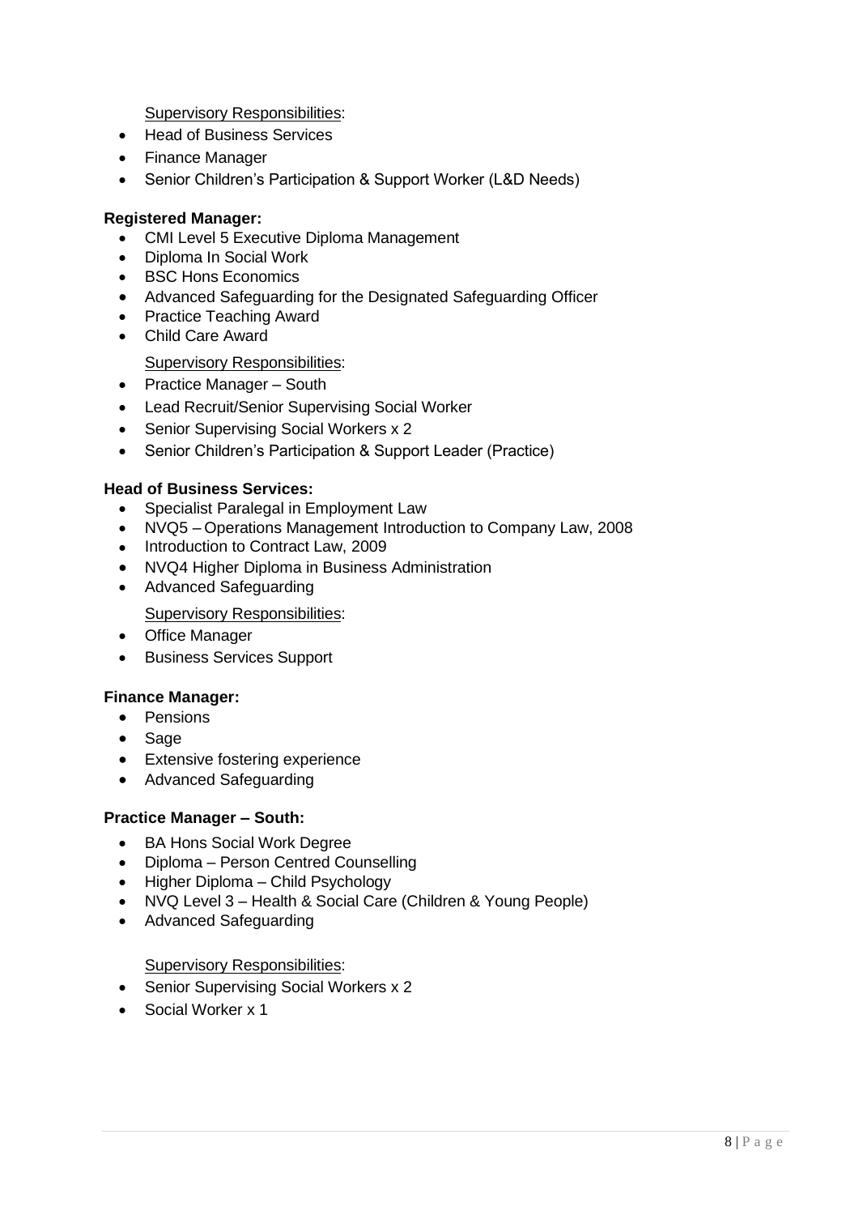Supervisory Responsibilities:

- Head of Business Services
- Finance Manager
- Senior Children's Participation & Support Worker (L&D Needs)

**Registered Manager:**

- CMI Level 5 Executive Diploma Management
- Diploma In Social Work
- BSC Hons Economics
- Advanced Safeguarding for the Designated Safeguarding Officer
- Practice Teaching Award
- Child Care Award

Supervisory Responsibilities:

- Practice Manager – South
- Lead Recruit/Senior Supervising Social Worker
- Senior Supervising Social Workers x 2
- Senior Children's Participation & Support Leader (Practice)

**Head of Business Services:**

- Specialist Paralegal in Employment Law
- NVQ5 – Operations Management Introduction to Company Law, 2008
- Introduction to Contract Law, 2009
- NVQ4 Higher Diploma in Business Administration
- Advanced Safeguarding

Supervisory Responsibilities:

- Office Manager
- Business Services Support

**Finance Manager:**

- Pensions
- Sage
- Extensive fostering experience
- Advanced Safeguarding

**Practice Manager – South:**

- BA Hons Social Work Degree
- Diploma – Person Centred Counselling
- Higher Diploma – Child Psychology
- NVQ Level 3 – Health & Social Care (Children & Young People)
- Advanced Safeguarding

Supervisory Responsibilities:

- Senior Supervising Social Workers x 2
- Social Worker x 1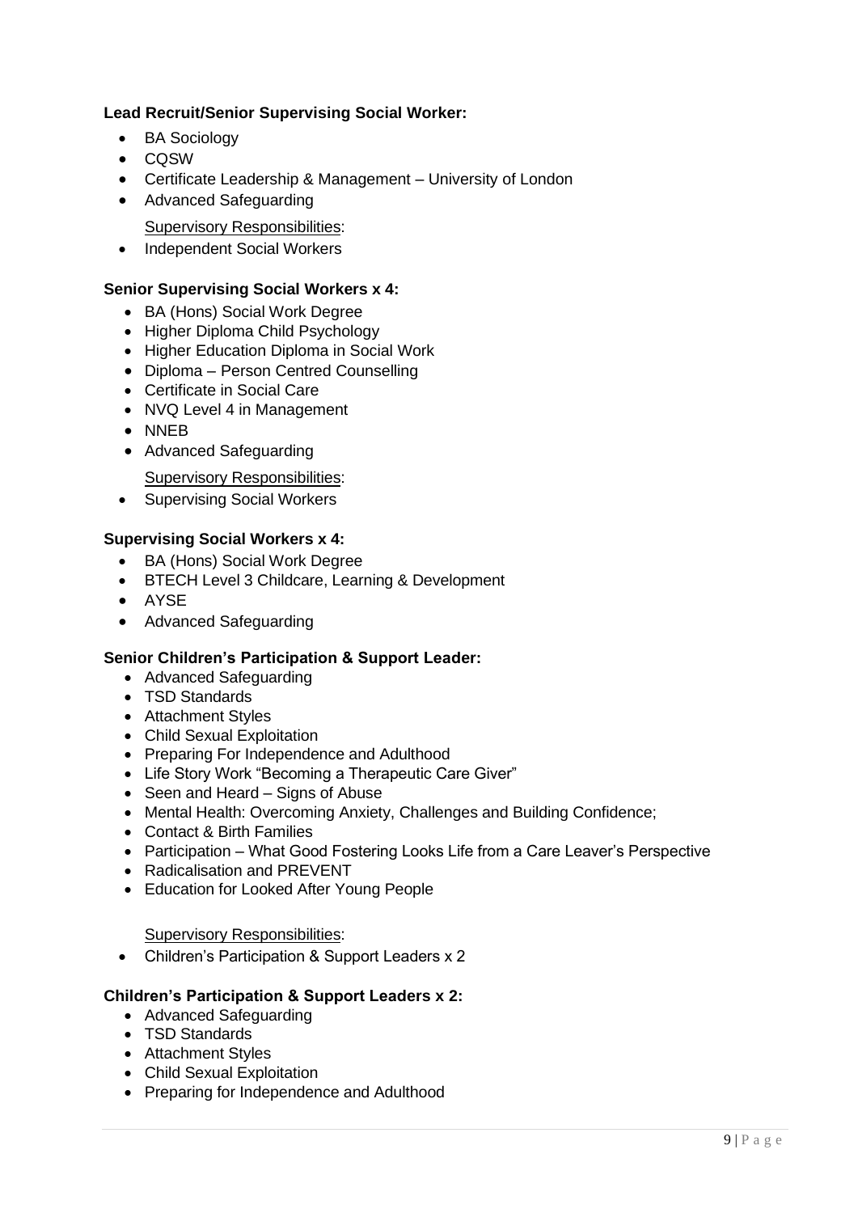**Lead Recruit/Senior Supervising Social Worker:**

- BA Sociology
- CQSW
- Certificate Leadership & Management – University of London
- Advanced Safeguarding

Supervisory Responsibilities:

- Independent Social Workers

**Senior Supervising Social Workers x 4:**

- BA (Hons) Social Work Degree
- Higher Diploma Child Psychology
- Higher Education Diploma in Social Work
- Diploma – Person Centred Counselling
- Certificate in Social Care
- NVQ Level 4 in Management
- NNEB
- Advanced Safeguarding

Supervisory Responsibilities:

- Supervising Social Workers

**Supervising Social Workers x 4:**

- BA (Hons) Social Work Degree
- BTECH Level 3 Childcare, Learning & Development
- AYSE
- Advanced Safeguarding

**Senior Children's Participation & Support Leader:**

- Advanced Safeguarding
- TSD Standards
- Attachment Styles
- Child Sexual Exploitation
- Preparing For Independence and Adulthood
- Life Story Work "Becoming a Therapeutic Care Giver"
- Seen and Heard – Signs of Abuse
- Mental Health: Overcoming Anxiety, Challenges and Building Confidence;
- Contact & Birth Families
- Participation – What Good Fostering Looks Life from a Care Leaver's Perspective
- Radicalisation and PREVENT
- Education for Looked After Young People

Supervisory Responsibilities:

- Children's Participation & Support Leaders x 2

**Children's Participation & Support Leaders x 2:**

- Advanced Safeguarding
- TSD Standards
- Attachment Styles
- Child Sexual Exploitation
- Preparing for Independence and Adulthood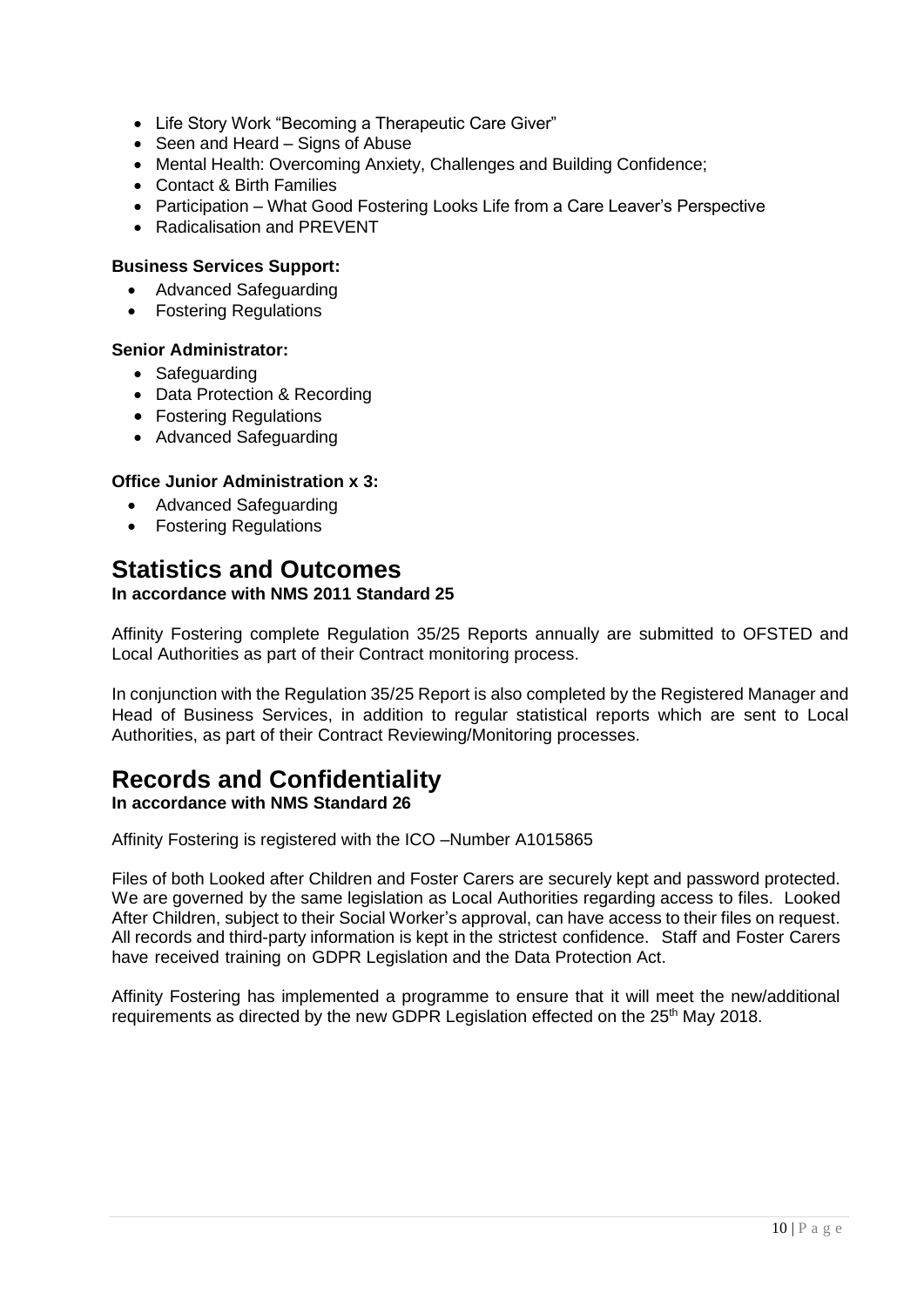- Life Story Work "Becoming a Therapeutic Care Giver"
- Seen and Heard – Signs of Abuse
- Mental Health: Overcoming Anxiety, Challenges and Building Confidence;
- Contact & Birth Families
- Participation – What Good Fostering Looks Life from a Care Leaver's Perspective
- Radicalisation and PREVENT

**Business Services Support:**

- Advanced Safeguarding
- Fostering Regulations

**Senior Administrator:**

- Safeguarding
- Data Protection & Recording
- Fostering Regulations
- Advanced Safeguarding

**Office Junior Administration x 3:**

- Advanced Safeguarding
- Fostering Regulations

# Statistics and Outcomes

**In accordance with NMS 2011 Standard 25**

Affinity Fostering complete Regulation 35/25 Reports annually are submitted to OFSTED and Local Authorities as part of their Contract monitoring process.

In conjunction with the Regulation 35/25 Report is also completed by the Registered Manager and Head of Business Services, in addition to regular statistical reports which are sent to Local Authorities, as part of their Contract Reviewing/Monitoring processes.

# Records and Confidentiality

**In accordance with NMS Standard 26**

Affinity Fostering is registered with the ICO –Number A1015865

Files of both Looked after Children and Foster Carers are securely kept and password protected. We are governed by the same legislation as Local Authorities regarding access to files. Looked After Children, subject to their Social Worker's approval, can have access to their files on request. All records and third-party information is kept in the strictest confidence. Staff and Foster Carers have received training on GDPR Legislation and the Data Protection Act.

Affinity Fostering has implemented a programme to ensure that it will meet the new/additional requirements as directed by the new GDPR Legislation effected on the 25th May 2018.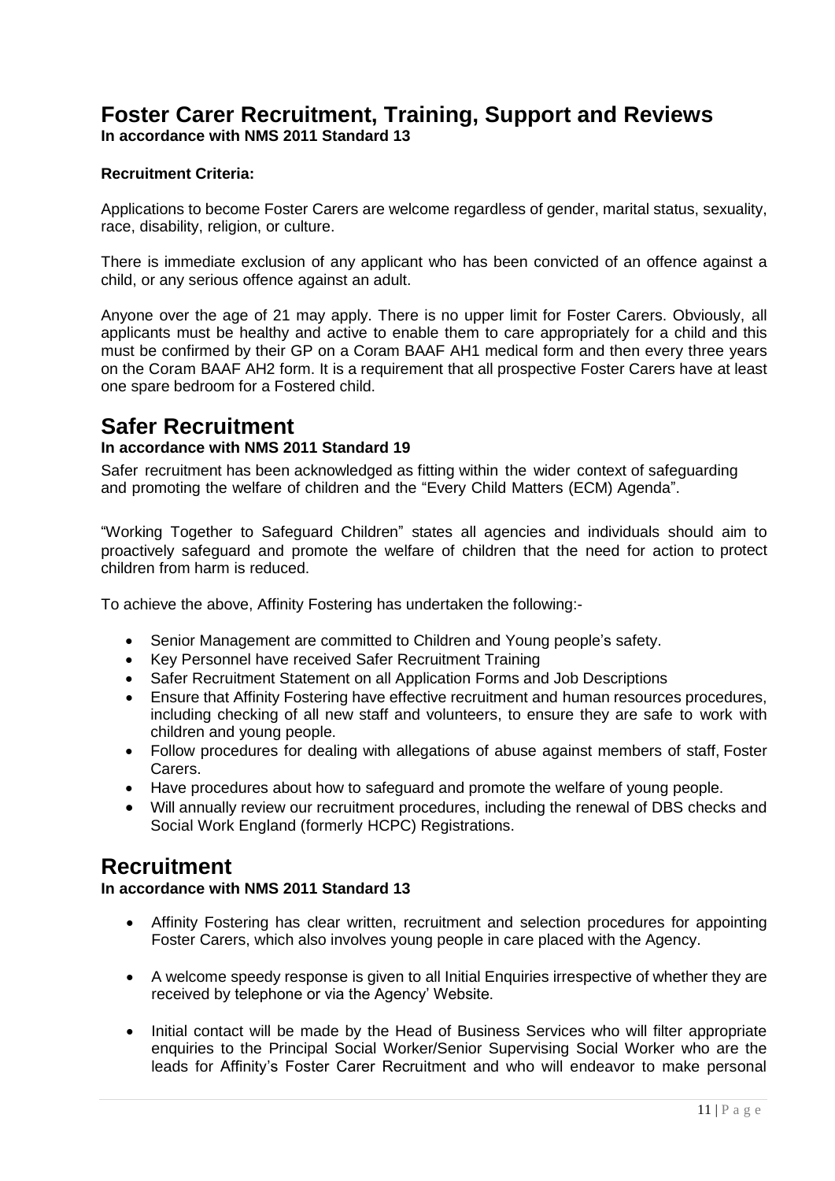# Foster Carer Recruitment, Training, Support and Reviews

**In accordance with NMS 2011 Standard 13**

**Recruitment Criteria:**

Applications to become Foster Carers are welcome regardless of gender, marital status, sexuality, race, disability, religion, or culture.

There is immediate exclusion of any applicant who has been convicted of an offence against a child, or any serious offence against an adult.

Anyone over the age of 21 may apply. There is no upper limit for Foster Carers. Obviously, all applicants must be healthy and active to enable them to care appropriately for a child and this must be confirmed by their GP on a Coram BAAF AH1 medical form and then every three years on the Coram BAAF AH2 form. It is a requirement that all prospective Foster Carers have at least one spare bedroom for a Fostered child.

# Safer Recruitment

**In accordance with NMS 2011 Standard 19**

Safer recruitment has been acknowledged as fitting within the wider context of safeguarding and promoting the welfare of children and the "Every Child Matters (ECM) Agenda".

"Working Together to Safeguard Children" states all agencies and individuals should aim to proactively safeguard and promote the welfare of children that the need for action to protect children from harm is reduced.

To achieve the above, Affinity Fostering has undertaken the following:-

- Senior Management are committed to Children and Young people's safety.
- Key Personnel have received Safer Recruitment Training
- Safer Recruitment Statement on all Application Forms and Job Descriptions
- Ensure that Affinity Fostering have effective recruitment and human resources procedures, including checking of all new staff and volunteers, to ensure they are safe to work with children and young people.
- Follow procedures for dealing with allegations of abuse against members of staff, Foster Carers.
- Have procedures about how to safeguard and promote the welfare of young people.
- Will annually review our recruitment procedures, including the renewal of DBS checks and Social Work England (formerly HCPC) Registrations.

# Recruitment

**In accordance with NMS 2011 Standard 13**

- Affinity Fostering has clear written, recruitment and selection procedures for appointing Foster Carers, which also involves young people in care placed with the Agency.
- A welcome speedy response is given to all Initial Enquiries irrespective of whether they are received by telephone or via the Agency' Website.
- Initial contact will be made by the Head of Business Services who will filter appropriate enquiries to the Principal Social Worker/Senior Supervising Social Worker who are the leads for Affinity's Foster Carer Recruitment and who will endeavor to make personal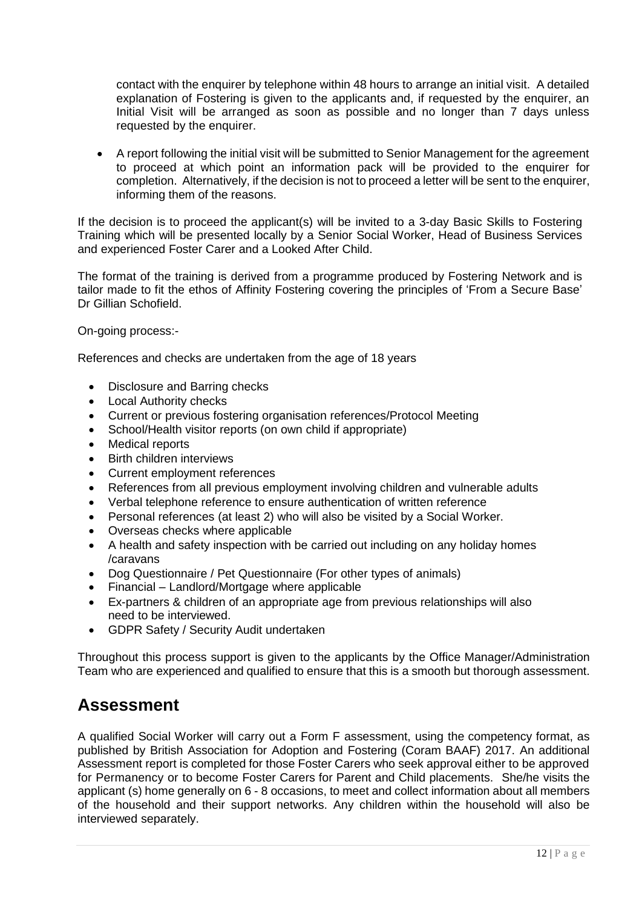contact with the enquirer by telephone within 48 hours to arrange an initial visit. A detailed explanation of Fostering is given to the applicants and, if requested by the enquirer, an Initial Visit will be arranged as soon as possible and no longer than 7 days unless requested by the enquirer.

- A report following the initial visit will be submitted to Senior Management for the agreement to proceed at which point an information pack will be provided to the enquirer for completion. Alternatively, if the decision is not to proceed a letter will be sent to the enquirer, informing them of the reasons.

If the decision is to proceed the applicant(s) will be invited to a 3-day Basic Skills to Fostering Training which will be presented locally by a Senior Social Worker, Head of Business Services and experienced Foster Carer and a Looked After Child.

The format of the training is derived from a programme produced by Fostering Network and is tailor made to fit the ethos of Affinity Fostering covering the principles of 'From a Secure Base' Dr Gillian Schofield.

On-going process:-

References and checks are undertaken from the age of 18 years

- Disclosure and Barring checks
- Local Authority checks
- Current or previous fostering organisation references/Protocol Meeting
- School/Health visitor reports (on own child if appropriate)
- Medical reports
- Birth children interviews
- Current employment references
- References from all previous employment involving children and vulnerable adults
- Verbal telephone reference to ensure authentication of written reference
- Personal references (at least 2) who will also be visited by a Social Worker.
- Overseas checks where applicable
- A health and safety inspection with be carried out including on any holiday homes /caravans
- Dog Questionnaire / Pet Questionnaire (For other types of animals)
- Financial – Landlord/Mortgage where applicable
- Ex-partners & children of an appropriate age from previous relationships will also need to be interviewed.
- GDPR Safety / Security Audit undertaken

Throughout this process support is given to the applicants by the Office Manager/Administration Team who are experienced and qualified to ensure that this is a smooth but thorough assessment.

## Assessment

A qualified Social Worker will carry out a Form F assessment, using the competency format, as published by British Association for Adoption and Fostering (Coram BAAF) 2017. An additional Assessment report is completed for those Foster Carers who seek approval either to be approved for Permanency or to become Foster Carers for Parent and Child placements. She/he visits the applicant (s) home generally on 6 - 8 occasions, to meet and collect information about all members of the household and their support networks. Any children within the household will also be interviewed separately.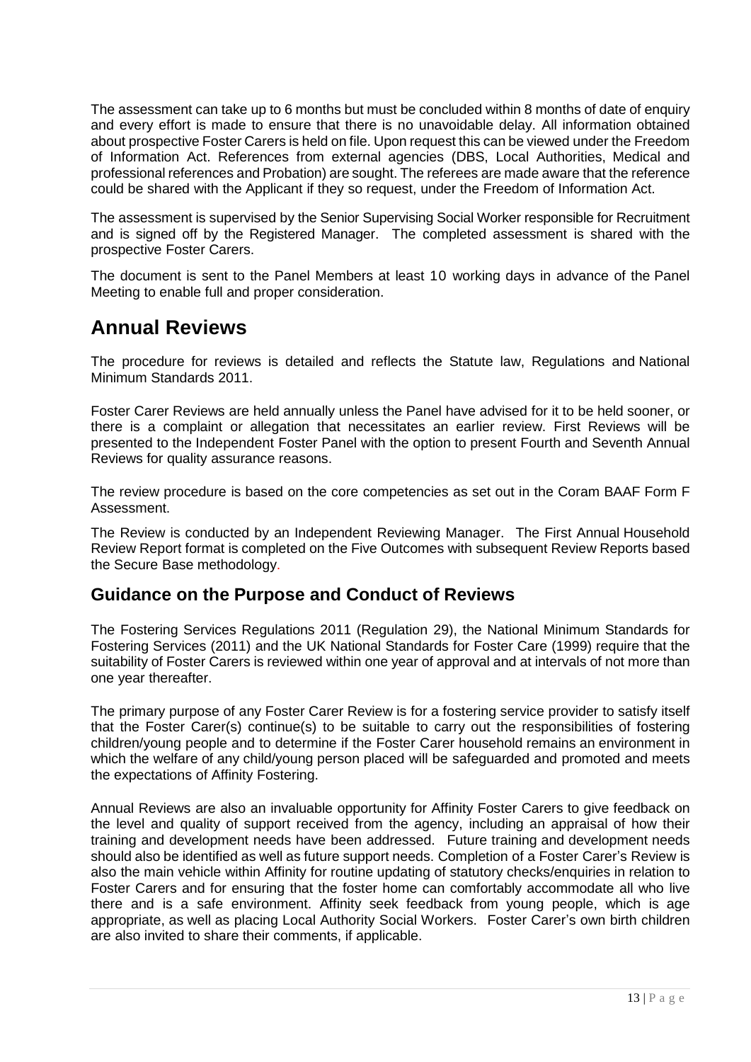The assessment can take up to 6 months but must be concluded within 8 months of date of enquiry and every effort is made to ensure that there is no unavoidable delay. All information obtained about prospective Foster Carers is held on file. Upon request this can be viewed under the Freedom of Information Act. References from external agencies (DBS, Local Authorities, Medical and professional references and Probation) are sought. The referees are made aware that the reference could be shared with the Applicant if they so request, under the Freedom of Information Act.

The assessment is supervised by the Senior Supervising Social Worker responsible for Recruitment and is signed off by the Registered Manager. The completed assessment is shared with the prospective Foster Carers.

The document is sent to the Panel Members at least 10 working days in advance of the Panel Meeting to enable full and proper consideration.

# Annual Reviews

The procedure for reviews is detailed and reflects the Statute law, Regulations and National Minimum Standards 2011.

Foster Carer Reviews are held annually unless the Panel have advised for it to be held sooner, or there is a complaint or allegation that necessitates an earlier review. First Reviews will be presented to the Independent Foster Panel with the option to present Fourth and Seventh Annual Reviews for quality assurance reasons.

The review procedure is based on the core competencies as set out in the Coram BAAF Form F Assessment.

The Review is conducted by an Independent Reviewing Manager. The First Annual Household Review Report format is completed on the Five Outcomes with subsequent Review Reports based the Secure Base methodology.

## Guidance on the Purpose and Conduct of Reviews

The Fostering Services Regulations 2011 (Regulation 29), the National Minimum Standards for Fostering Services (2011) and the UK National Standards for Foster Care (1999) require that the suitability of Foster Carers is reviewed within one year of approval and at intervals of not more than one year thereafter.

The primary purpose of any Foster Carer Review is for a fostering service provider to satisfy itself that the Foster Carer(s) continue(s) to be suitable to carry out the responsibilities of fostering children/young people and to determine if the Foster Carer household remains an environment in which the welfare of any child/young person placed will be safeguarded and promoted and meets the expectations of Affinity Fostering.

Annual Reviews are also an invaluable opportunity for Affinity Foster Carers to give feedback on the level and quality of support received from the agency, including an appraisal of how their training and development needs have been addressed. Future training and development needs should also be identified as well as future support needs. Completion of a Foster Carer's Review is also the main vehicle within Affinity for routine updating of statutory checks/enquiries in relation to Foster Carers and for ensuring that the foster home can comfortably accommodate all who live there and is a safe environment. Affinity seek feedback from young people, which is age appropriate, as well as placing Local Authority Social Workers. Foster Carer's own birth children are also invited to share their comments, if applicable.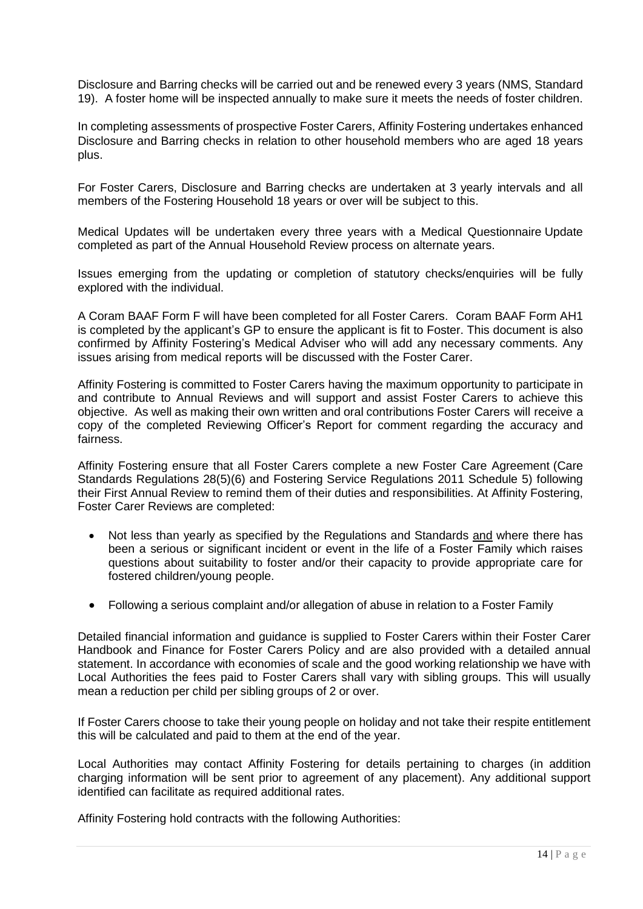Disclosure and Barring checks will be carried out and be renewed every 3 years (NMS, Standard 19). A foster home will be inspected annually to make sure it meets the needs of foster children.

In completing assessments of prospective Foster Carers, Affinity Fostering undertakes enhanced Disclosure and Barring checks in relation to other household members who are aged 18 years plus.

For Foster Carers, Disclosure and Barring checks are undertaken at 3 yearly intervals and all members of the Fostering Household 18 years or over will be subject to this.

Medical Updates will be undertaken every three years with a Medical Questionnaire Update completed as part of the Annual Household Review process on alternate years.

Issues emerging from the updating or completion of statutory checks/enquiries will be fully explored with the individual.

A Coram BAAF Form F will have been completed for all Foster Carers. Coram BAAF Form AH1 is completed by the applicant's GP to ensure the applicant is fit to Foster. This document is also confirmed by Affinity Fostering's Medical Adviser who will add any necessary comments. Any issues arising from medical reports will be discussed with the Foster Carer.

Affinity Fostering is committed to Foster Carers having the maximum opportunity to participate in and contribute to Annual Reviews and will support and assist Foster Carers to achieve this objective. As well as making their own written and oral contributions Foster Carers will receive a copy of the completed Reviewing Officer's Report for comment regarding the accuracy and fairness.

Affinity Fostering ensure that all Foster Carers complete a new Foster Care Agreement (Care Standards Regulations 28(5)(6) and Fostering Service Regulations 2011 Schedule 5) following their First Annual Review to remind them of their duties and responsibilities. At Affinity Fostering, Foster Carer Reviews are completed:

- Not less than yearly as specified by the Regulations and Standards and where there has been a serious or significant incident or event in the life of a Foster Family which raises questions about suitability to foster and/or their capacity to provide appropriate care for fostered children/young people.
- Following a serious complaint and/or allegation of abuse in relation to a Foster Family

Detailed financial information and guidance is supplied to Foster Carers within their Foster Carer Handbook and Finance for Foster Carers Policy and are also provided with a detailed annual statement. In accordance with economies of scale and the good working relationship we have with Local Authorities the fees paid to Foster Carers shall vary with sibling groups. This will usually mean a reduction per child per sibling groups of 2 or over.

If Foster Carers choose to take their young people on holiday and not take their respite entitlement this will be calculated and paid to them at the end of the year.

Local Authorities may contact Affinity Fostering for details pertaining to charges (in addition charging information will be sent prior to agreement of any placement). Any additional support identified can facilitate as required additional rates.

Affinity Fostering hold contracts with the following Authorities: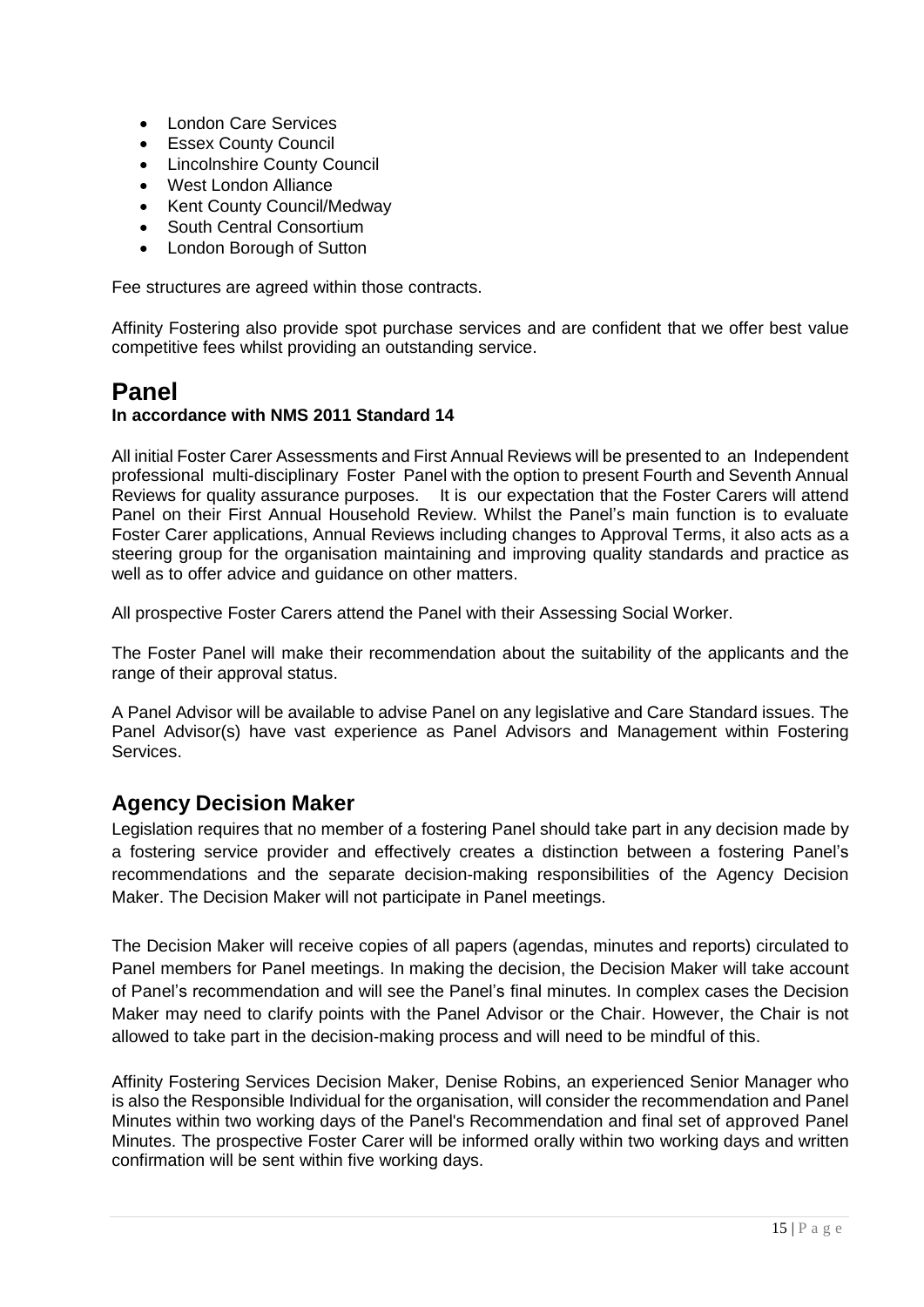- London Care Services
- Essex County Council
- Lincolnshire County Council
- West London Alliance
- Kent County Council/Medway
- South Central Consortium
- London Borough of Sutton

Fee structures are agreed within those contracts.

Affinity Fostering also provide spot purchase services and are confident that we offer best value competitive fees whilst providing an outstanding service.

# Panel

**In accordance with NMS 2011 Standard 14**

All initial Foster Carer Assessments and First Annual Reviews will be presented to an Independent professional multi-disciplinary Foster Panel with the option to present Fourth and Seventh Annual Reviews for quality assurance purposes. It is our expectation that the Foster Carers will attend Panel on their First Annual Household Review. Whilst the Panel's main function is to evaluate Foster Carer applications, Annual Reviews including changes to Approval Terms, it also acts as a steering group for the organisation maintaining and improving quality standards and practice as well as to offer advice and guidance on other matters.

All prospective Foster Carers attend the Panel with their Assessing Social Worker.

The Foster Panel will make their recommendation about the suitability of the applicants and the range of their approval status.

A Panel Advisor will be available to advise Panel on any legislative and Care Standard issues. The Panel Advisor(s) have vast experience as Panel Advisors and Management within Fostering Services.

## Agency Decision Maker

Legislation requires that no member of a fostering Panel should take part in any decision made by a fostering service provider and effectively creates a distinction between a fostering Panel's recommendations and the separate decision-making responsibilities of the Agency Decision Maker. The Decision Maker will not participate in Panel meetings.

The Decision Maker will receive copies of all papers (agendas, minutes and reports) circulated to Panel members for Panel meetings. In making the decision, the Decision Maker will take account of Panel's recommendation and will see the Panel's final minutes. In complex cases the Decision Maker may need to clarify points with the Panel Advisor or the Chair. However, the Chair is not allowed to take part in the decision-making process and will need to be mindful of this.

Affinity Fostering Services Decision Maker, Denise Robins, an experienced Senior Manager who is also the Responsible Individual for the organisation, will consider the recommendation and Panel Minutes within two working days of the Panel's Recommendation and final set of approved Panel Minutes. The prospective Foster Carer will be informed orally within two working days and written confirmation will be sent within five working days.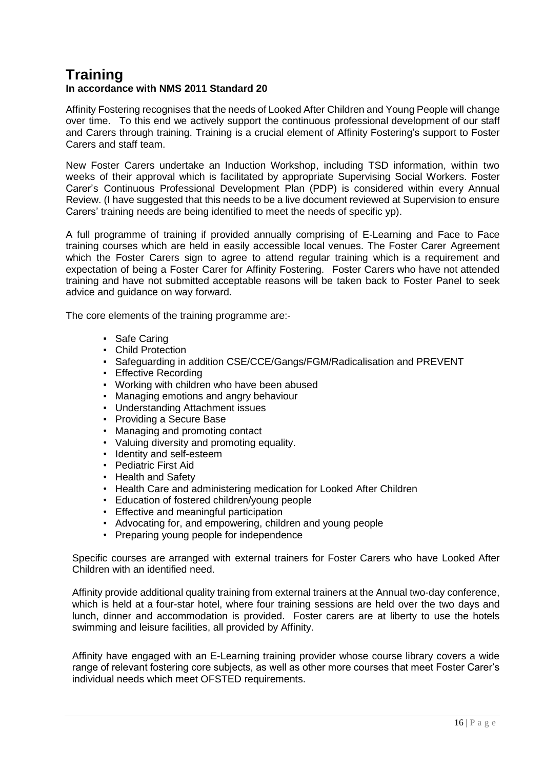# Training

**In accordance with NMS 2011 Standard 20**

Affinity Fostering recognises that the needs of Looked After Children and Young People will change over time. To this end we actively support the continuous professional development of our staff and Carers through training. Training is a crucial element of Affinity Fostering's support to Foster Carers and staff team.

New Foster Carers undertake an Induction Workshop, including TSD information, within two weeks of their approval which is facilitated by appropriate Supervising Social Workers. Foster Carer's Continuous Professional Development Plan (PDP) is considered within every Annual Review. (I have suggested that this needs to be a live document reviewed at Supervision to ensure Carers' training needs are being identified to meet the needs of specific yp).

A full programme of training if provided annually comprising of E-Learning and Face to Face training courses which are held in easily accessible local venues. The Foster Carer Agreement which the Foster Carers sign to agree to attend regular training which is a requirement and expectation of being a Foster Carer for Affinity Fostering. Foster Carers who have not attended training and have not submitted acceptable reasons will be taken back to Foster Panel to seek advice and guidance on way forward.

The core elements of the training programme are:-

- Safe Caring
- Child Protection
- Safeguarding in addition CSE/CCE/Gangs/FGM/Radicalisation and PREVENT
- Effective Recording
- Working with children who have been abused
- Managing emotions and angry behaviour
- Understanding Attachment issues
- Providing a Secure Base
- Managing and promoting contact
- Valuing diversity and promoting equality.
- Identity and self-esteem
- Pediatric First Aid
- Health and Safety
- Health Care and administering medication for Looked After Children
- Education of fostered children/young people
- Effective and meaningful participation
- Advocating for, and empowering, children and young people
- Preparing young people for independence

Specific courses are arranged with external trainers for Foster Carers who have Looked After Children with an identified need.

Affinity provide additional quality training from external trainers at the Annual two-day conference, which is held at a four-star hotel, where four training sessions are held over the two days and lunch, dinner and accommodation is provided. Foster carers are at liberty to use the hotels swimming and leisure facilities, all provided by Affinity.

Affinity have engaged with an E-Learning training provider whose course library covers a wide range of relevant fostering core subjects, as well as other more courses that meet Foster Carer's individual needs which meet OFSTED requirements.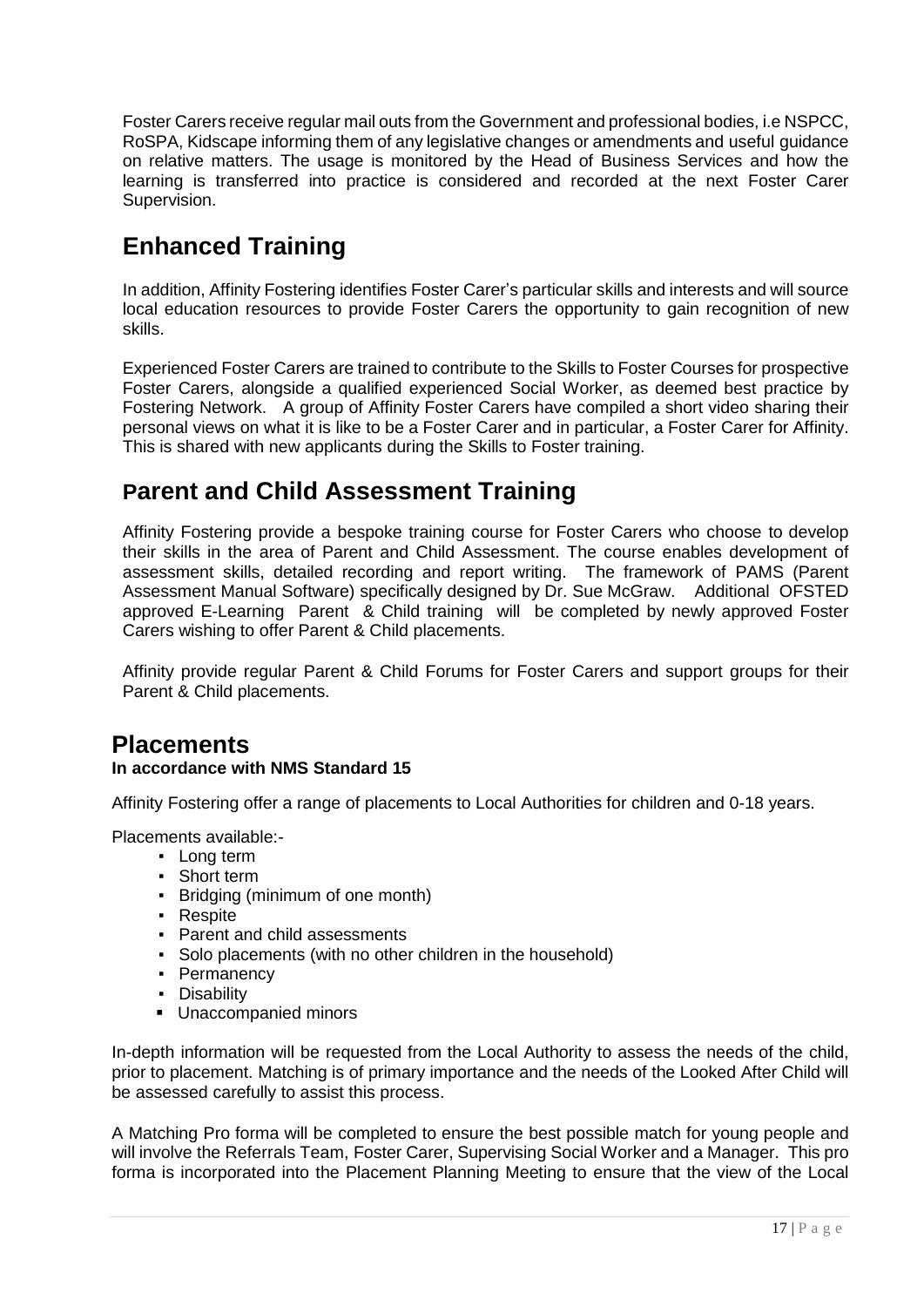Foster Carers receive regular mail outs from the Government and professional bodies, i.e NSPCC, RoSPA, Kidscape informing them of any legislative changes or amendments and useful guidance on relative matters. The usage is monitored by the Head of Business Services and how the learning is transferred into practice is considered and recorded at the next Foster Carer Supervision.

## Enhanced Training

In addition, Affinity Fostering identifies Foster Carer's particular skills and interests and will source local education resources to provide Foster Carers the opportunity to gain recognition of new skills.

Experienced Foster Carers are trained to contribute to the Skills to Foster Courses for prospective Foster Carers, alongside a qualified experienced Social Worker, as deemed best practice by Fostering Network. A group of Affinity Foster Carers have compiled a short video sharing their personal views on what it is like to be a Foster Carer and in particular, a Foster Carer for Affinity. This is shared with new applicants during the Skills to Foster training.

## Parent and Child Assessment Training

Affinity Fostering provide a bespoke training course for Foster Carers who choose to develop their skills in the area of Parent and Child Assessment. The course enables development of assessment skills, detailed recording and report writing. The framework of PAMS (Parent Assessment Manual Software) specifically designed by Dr. Sue McGraw. Additional OFSTED approved E-Learning Parent & Child training will be completed by newly approved Foster Carers wishing to offer Parent & Child placements.

Affinity provide regular Parent & Child Forums for Foster Carers and support groups for their Parent & Child placements.

# Placements

**In accordance with NMS Standard 15**

Affinity Fostering offer a range of placements to Local Authorities for children and 0-18 years.

Placements available:-

- Long term
- Short term
- Bridging (minimum of one month)
- Respite
- Parent and child assessments
- Solo placements (with no other children in the household)
- Permanency
- Disability
- Unaccompanied minors

In-depth information will be requested from the Local Authority to assess the needs of the child, prior to placement. Matching is of primary importance and the needs of the Looked After Child will be assessed carefully to assist this process.

A Matching Pro forma will be completed to ensure the best possible match for young people and will involve the Referrals Team, Foster Carer, Supervising Social Worker and a Manager. This pro forma is incorporated into the Placement Planning Meeting to ensure that the view of the Local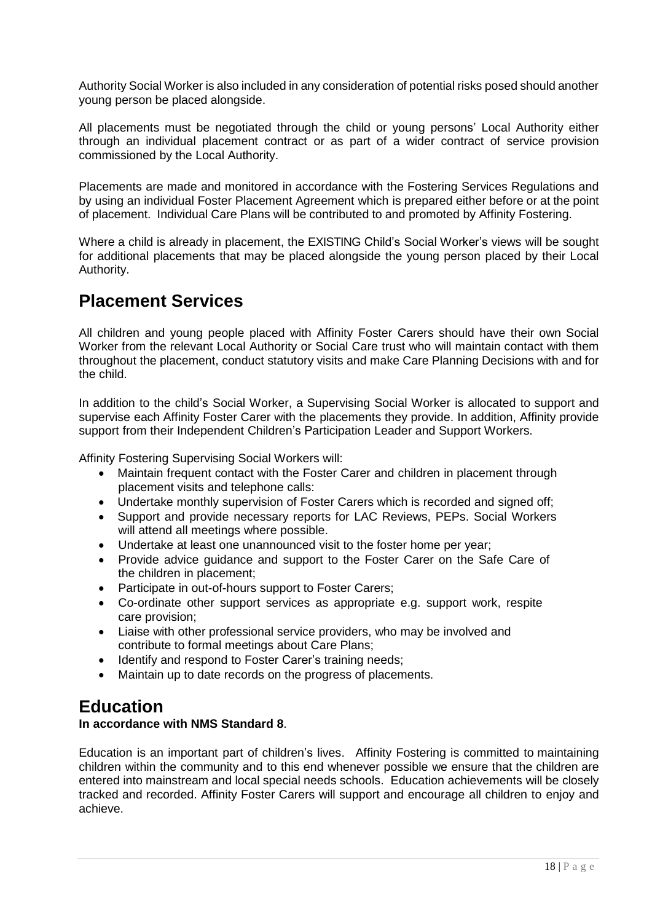Authority Social Worker is also included in any consideration of potential risks posed should another young person be placed alongside.

All placements must be negotiated through the child or young persons' Local Authority either through an individual placement contract or as part of a wider contract of service provision commissioned by the Local Authority.

Placements are made and monitored in accordance with the Fostering Services Regulations and by using an individual Foster Placement Agreement which is prepared either before or at the point of placement. Individual Care Plans will be contributed to and promoted by Affinity Fostering.

Where a child is already in placement, the EXISTING Child's Social Worker's views will be sought for additional placements that may be placed alongside the young person placed by their Local Authority.

## Placement Services

All children and young people placed with Affinity Foster Carers should have their own Social Worker from the relevant Local Authority or Social Care trust who will maintain contact with them throughout the placement, conduct statutory visits and make Care Planning Decisions with and for the child.

In addition to the child's Social Worker, a Supervising Social Worker is allocated to support and supervise each Affinity Foster Carer with the placements they provide. In addition, Affinity provide support from their Independent Children's Participation Leader and Support Workers.

Affinity Fostering Supervising Social Workers will:

- Maintain frequent contact with the Foster Carer and children in placement through placement visits and telephone calls:
- Undertake monthly supervision of Foster Carers which is recorded and signed off;
- Support and provide necessary reports for LAC Reviews, PEPs. Social Workers will attend all meetings where possible.
- Undertake at least one unannounced visit to the foster home per year;
- Provide advice guidance and support to the Foster Carer on the Safe Care of the children in placement;
- Participate in out-of-hours support to Foster Carers;
- Co-ordinate other support services as appropriate e.g. support work, respite care provision;
- Liaise with other professional service providers, who may be involved and contribute to formal meetings about Care Plans;
- Identify and respond to Foster Carer's training needs;
- Maintain up to date records on the progress of placements.

## Education

**In accordance with NMS Standard 8**.

Education is an important part of children's lives. Affinity Fostering is committed to maintaining children within the community and to this end whenever possible we ensure that the children are entered into mainstream and local special needs schools. Education achievements will be closely tracked and recorded. Affinity Foster Carers will support and encourage all children to enjoy and achieve.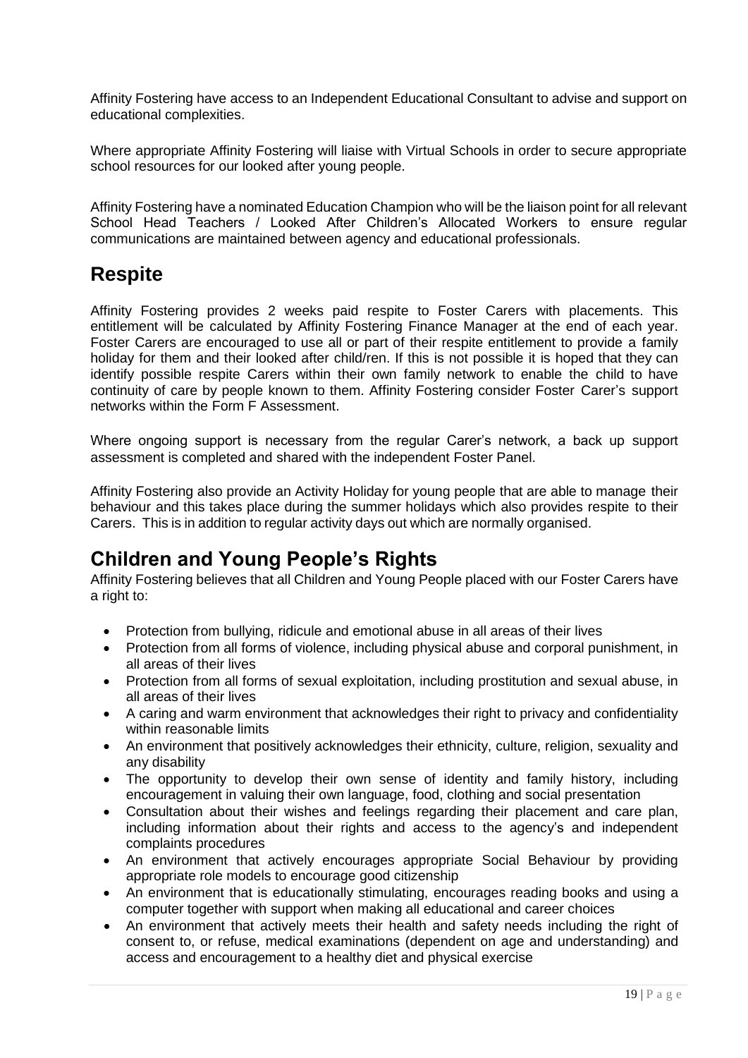Affinity Fostering have access to an Independent Educational Consultant to advise and support on educational complexities.

Where appropriate Affinity Fostering will liaise with Virtual Schools in order to secure appropriate school resources for our looked after young people.

Affinity Fostering have a nominated Education Champion who will be the liaison point for all relevant School Head Teachers / Looked After Children's Allocated Workers to ensure regular communications are maintained between agency and educational professionals.

## Respite

Affinity Fostering provides 2 weeks paid respite to Foster Carers with placements. This entitlement will be calculated by Affinity Fostering Finance Manager at the end of each year. Foster Carers are encouraged to use all or part of their respite entitlement to provide a family holiday for them and their looked after child/ren. If this is not possible it is hoped that they can identify possible respite Carers within their own family network to enable the child to have continuity of care by people known to them. Affinity Fostering consider Foster Carer's support networks within the Form F Assessment.

Where ongoing support is necessary from the regular Carer's network, a back up support assessment is completed and shared with the independent Foster Panel.

Affinity Fostering also provide an Activity Holiday for young people that are able to manage their behaviour and this takes place during the summer holidays which also provides respite to their Carers. This is in addition to regular activity days out which are normally organised.

## Children and Young People's Rights

Affinity Fostering believes that all Children and Young People placed with our Foster Carers have a right to:

- Protection from bullying, ridicule and emotional abuse in all areas of their lives
- Protection from all forms of violence, including physical abuse and corporal punishment, in all areas of their lives
- Protection from all forms of sexual exploitation, including prostitution and sexual abuse, in all areas of their lives
- A caring and warm environment that acknowledges their right to privacy and confidentiality within reasonable limits
- An environment that positively acknowledges their ethnicity, culture, religion, sexuality and any disability
- The opportunity to develop their own sense of identity and family history, including encouragement in valuing their own language, food, clothing and social presentation
- Consultation about their wishes and feelings regarding their placement and care plan, including information about their rights and access to the agency's and independent complaints procedures
- An environment that actively encourages appropriate Social Behaviour by providing appropriate role models to encourage good citizenship
- An environment that is educationally stimulating, encourages reading books and using a computer together with support when making all educational and career choices
- An environment that actively meets their health and safety needs including the right of consent to, or refuse, medical examinations (dependent on age and understanding) and access and encouragement to a healthy diet and physical exercise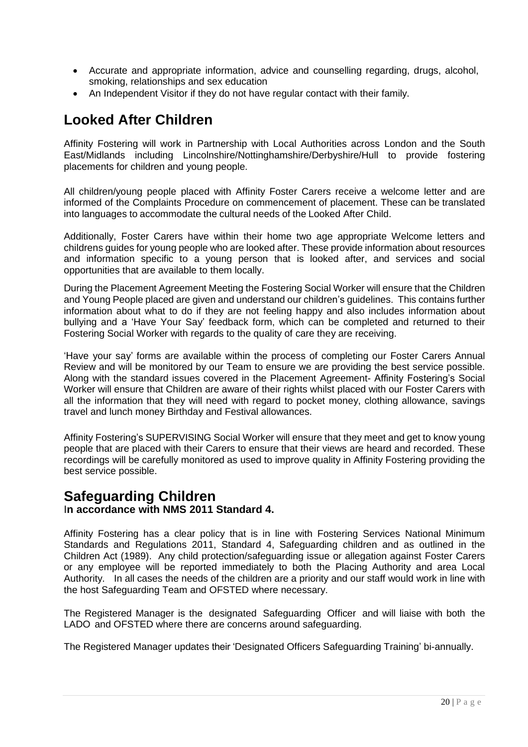- Accurate and appropriate information, advice and counselling regarding, drugs, alcohol, smoking, relationships and sex education
- An Independent Visitor if they do not have regular contact with their family.

## Looked After Children

Affinity Fostering will work in Partnership with Local Authorities across London and the South East/Midlands including Lincolnshire/Nottinghamshire/Derbyshire/Hull to provide fostering placements for children and young people.

All children/young people placed with Affinity Foster Carers receive a welcome letter and are informed of the Complaints Procedure on commencement of placement. These can be translated into languages to accommodate the cultural needs of the Looked After Child.

Additionally, Foster Carers have within their home two age appropriate Welcome letters and childrens guides for young people who are looked after. These provide information about resources and information specific to a young person that is looked after, and services and social opportunities that are available to them locally.

During the Placement Agreement Meeting the Fostering Social Worker will ensure that the Children and Young People placed are given and understand our children's guidelines. This contains further information about what to do if they are not feeling happy and also includes information about bullying and a 'Have Your Say' feedback form, which can be completed and returned to their Fostering Social Worker with regards to the quality of care they are receiving.

'Have your say' forms are available within the process of completing our Foster Carers Annual Review and will be monitored by our Team to ensure we are providing the best service possible. Along with the standard issues covered in the Placement Agreement- Affinity Fostering's Social Worker will ensure that Children are aware of their rights whilst placed with our Foster Carers with all the information that they will need with regard to pocket money, clothing allowance, savings travel and lunch money Birthday and Festival allowances.

Affinity Fostering's SUPERVISING Social Worker will ensure that they meet and get to know young people that are placed with their Carers to ensure that their views are heard and recorded. These recordings will be carefully monitored as used to improve quality in Affinity Fostering providing the best service possible.

## Safeguarding Children

**In accordance with NMS 2011 Standard 4.**

Affinity Fostering has a clear policy that is in line with Fostering Services National Minimum Standards and Regulations 2011, Standard 4, Safeguarding children and as outlined in the Children Act (1989). Any child protection/safeguarding issue or allegation against Foster Carers or any employee will be reported immediately to both the Placing Authority and area Local Authority. In all cases the needs of the children are a priority and our staff would work in line with the host Safeguarding Team and OFSTED where necessary.

The Registered Manager is the designated Safeguarding Officer and will liaise with both the LADO and OFSTED where there are concerns around safeguarding.

The Registered Manager updates their 'Designated Officers Safeguarding Training' bi-annually.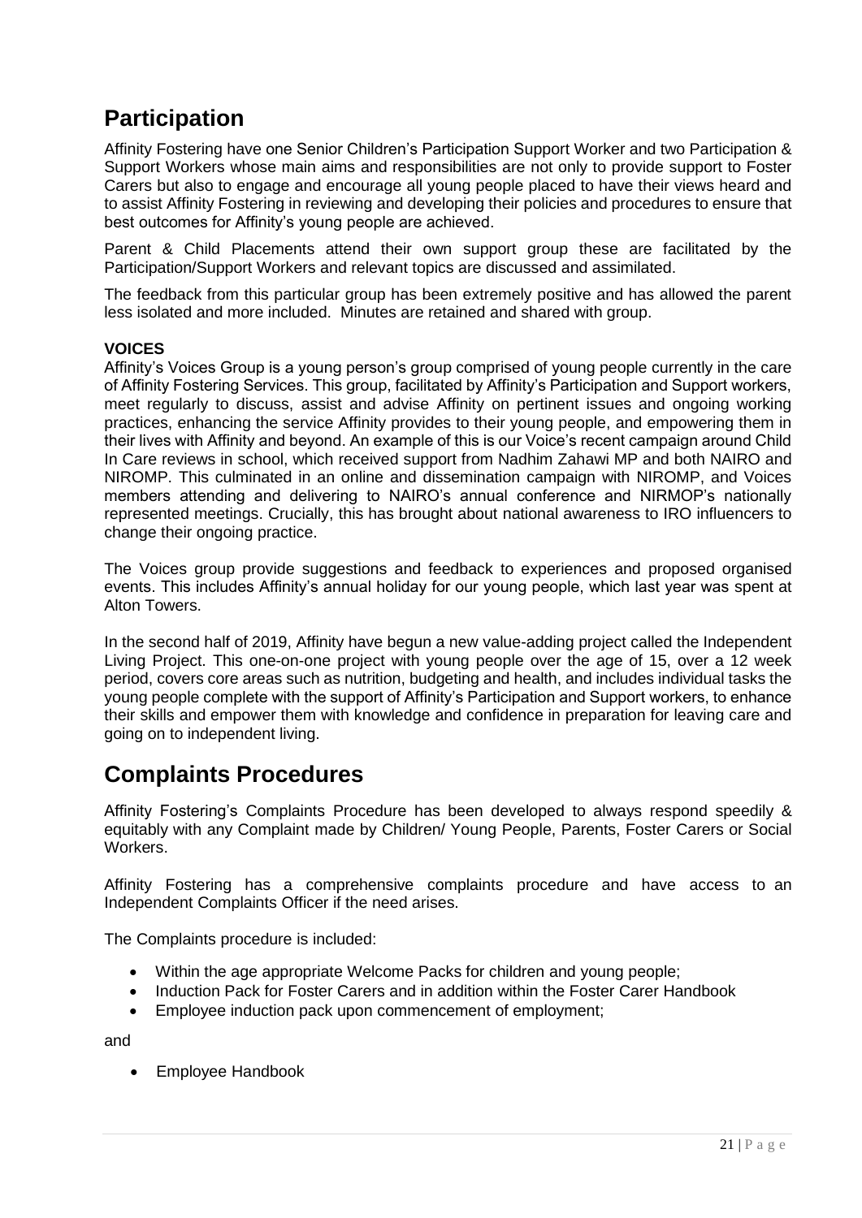## Participation

Affinity Fostering have one Senior Children's Participation Support Worker and two Participation & Support Workers whose main aims and responsibilities are not only to provide support to Foster Carers but also to engage and encourage all young people placed to have their views heard and to assist Affinity Fostering in reviewing and developing their policies and procedures to ensure that best outcomes for Affinity's young people are achieved.

Parent & Child Placements attend their own support group these are facilitated by the Participation/Support Workers and relevant topics are discussed and assimilated.

The feedback from this particular group has been extremely positive and has allowed the parent less isolated and more included. Minutes are retained and shared with group.

**VOICES**

Affinity's Voices Group is a young person's group comprised of young people currently in the care of Affinity Fostering Services. This group, facilitated by Affinity's Participation and Support workers, meet regularly to discuss, assist and advise Affinity on pertinent issues and ongoing working practices, enhancing the service Affinity provides to their young people, and empowering them in their lives with Affinity and beyond. An example of this is our Voice's recent campaign around Child In Care reviews in school, which received support from Nadhim Zahawi MP and both NAIRO and NIROMP. This culminated in an online and dissemination campaign with NIROMP, and Voices members attending and delivering to NAIRO's annual conference and NIRMOP's nationally represented meetings. Crucially, this has brought about national awareness to IRO influencers to change their ongoing practice.

The Voices group provide suggestions and feedback to experiences and proposed organised events. This includes Affinity's annual holiday for our young people, which last year was spent at Alton Towers.

In the second half of 2019, Affinity have begun a new value-adding project called the Independent Living Project. This one-on-one project with young people over the age of 15, over a 12 week period, covers core areas such as nutrition, budgeting and health, and includes individual tasks the young people complete with the support of Affinity's Participation and Support workers, to enhance their skills and empower them with knowledge and confidence in preparation for leaving care and going on to independent living.

## Complaints Procedures

Affinity Fostering's Complaints Procedure has been developed to always respond speedily & equitably with any Complaint made by Children/ Young People, Parents, Foster Carers or Social Workers.

Affinity Fostering has a comprehensive complaints procedure and have access to an Independent Complaints Officer if the need arises.

The Complaints procedure is included:

- Within the age appropriate Welcome Packs for children and young people;
- Induction Pack for Foster Carers and in addition within the Foster Carer Handbook
- Employee induction pack upon commencement of employment;

and

- Employee Handbook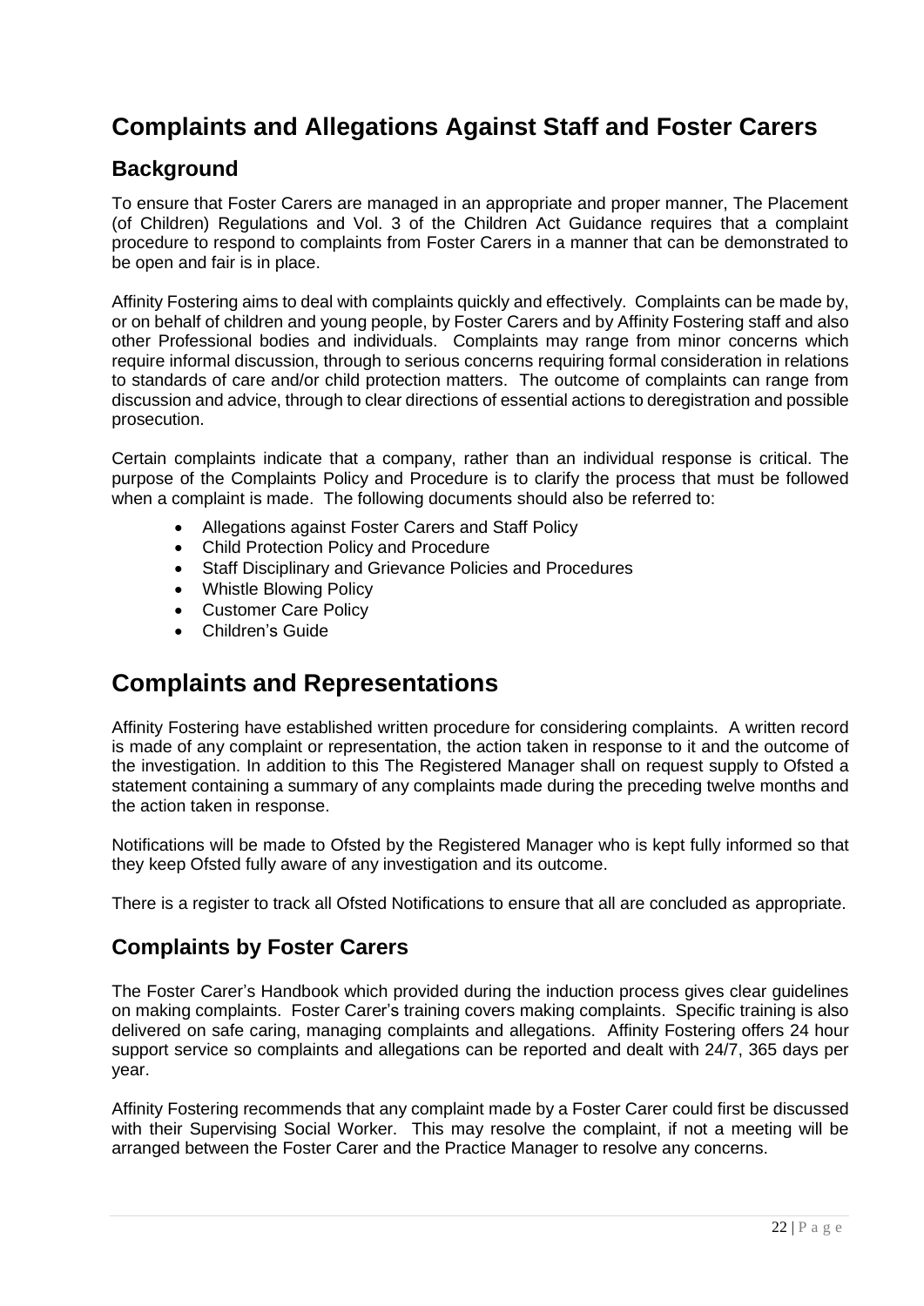# Complaints and Allegations Against Staff and Foster Carers

## Background

To ensure that Foster Carers are managed in an appropriate and proper manner, The Placement (of Children) Regulations and Vol. 3 of the Children Act Guidance requires that a complaint procedure to respond to complaints from Foster Carers in a manner that can be demonstrated to be open and fair is in place.

Affinity Fostering aims to deal with complaints quickly and effectively. Complaints can be made by, or on behalf of children and young people, by Foster Carers and by Affinity Fostering staff and also other Professional bodies and individuals. Complaints may range from minor concerns which require informal discussion, through to serious concerns requiring formal consideration in relations to standards of care and/or child protection matters. The outcome of complaints can range from discussion and advice, through to clear directions of essential actions to deregistration and possible prosecution.

Certain complaints indicate that a company, rather than an individual response is critical. The purpose of the Complaints Policy and Procedure is to clarify the process that must be followed when a complaint is made. The following documents should also be referred to:

- Allegations against Foster Carers and Staff Policy
- Child Protection Policy and Procedure
- Staff Disciplinary and Grievance Policies and Procedures
- Whistle Blowing Policy
- Customer Care Policy
- Children's Guide

# Complaints and Representations

Affinity Fostering have established written procedure for considering complaints. A written record is made of any complaint or representation, the action taken in response to it and the outcome of the investigation. In addition to this The Registered Manager shall on request supply to Ofsted a statement containing a summary of any complaints made during the preceding twelve months and the action taken in response.

Notifications will be made to Ofsted by the Registered Manager who is kept fully informed so that they keep Ofsted fully aware of any investigation and its outcome.

There is a register to track all Ofsted Notifications to ensure that all are concluded as appropriate.

## Complaints by Foster Carers

The Foster Carer's Handbook which provided during the induction process gives clear guidelines on making complaints. Foster Carer's training covers making complaints. Specific training is also delivered on safe caring, managing complaints and allegations. Affinity Fostering offers 24 hour support service so complaints and allegations can be reported and dealt with 24/7, 365 days per year.

Affinity Fostering recommends that any complaint made by a Foster Carer could first be discussed with their Supervising Social Worker. This may resolve the complaint, if not a meeting will be arranged between the Foster Carer and the Practice Manager to resolve any concerns.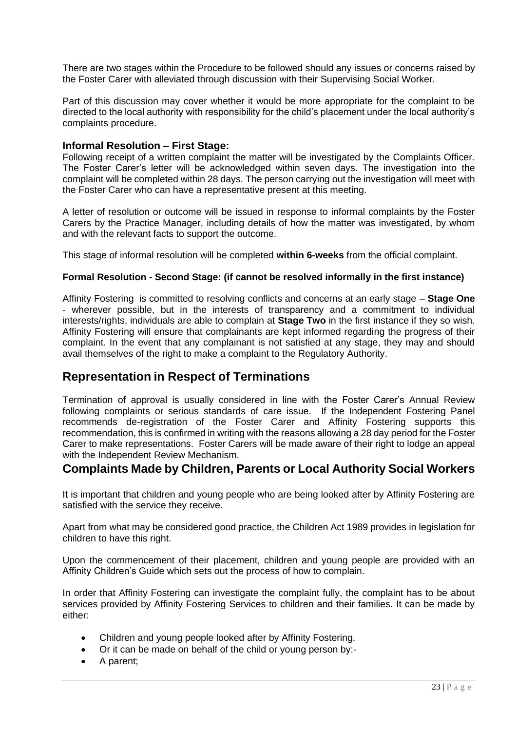There are two stages within the Procedure to be followed should any issues or concerns raised by the Foster Carer with alleviated through discussion with their Supervising Social Worker.

Part of this discussion may cover whether it would be more appropriate for the complaint to be directed to the local authority with responsibility for the child's placement under the local authority's complaints procedure.

### Informal Resolution – First Stage:

Following receipt of a written complaint the matter will be investigated by the Complaints Officer. The Foster Carer's letter will be acknowledged within seven days. The investigation into the complaint will be completed within 28 days. The person carrying out the investigation will meet with the Foster Carer who can have a representative present at this meeting.

A letter of resolution or outcome will be issued in response to informal complaints by the Foster Carers by the Practice Manager, including details of how the matter was investigated, by whom and with the relevant facts to support the outcome.

This stage of informal resolution will be completed **within 6-weeks** from the official complaint.

#### Formal Resolution - Second Stage: (if cannot be resolved informally in the first instance)

Affinity Fostering is committed to resolving conflicts and concerns at an early stage – **Stage One** - wherever possible, but in the interests of transparency and a commitment to individual interests/rights, individuals are able to complain at **Stage Two** in the first instance if they so wish. Affinity Fostering will ensure that complainants are kept informed regarding the progress of their complaint. In the event that any complainant is not satisfied at any stage, they may and should avail themselves of the right to make a complaint to the Regulatory Authority.

## Representation in Respect of Terminations

Termination of approval is usually considered in line with the Foster Carer's Annual Review following complaints or serious standards of care issue. If the Independent Fostering Panel recommends de-registration of the Foster Carer and Affinity Fostering supports this recommendation, this is confirmed in writing with the reasons allowing a 28 day period for the Foster Carer to make representations. Foster Carers will be made aware of their right to lodge an appeal with the Independent Review Mechanism.

## Complaints Made by Children, Parents or Local Authority Social Workers

It is important that children and young people who are being looked after by Affinity Fostering are satisfied with the service they receive.

Apart from what may be considered good practice, the Children Act 1989 provides in legislation for children to have this right.

Upon the commencement of their placement, children and young people are provided with an Affinity Children's Guide which sets out the process of how to complain.

In order that Affinity Fostering can investigate the complaint fully, the complaint has to be about services provided by Affinity Fostering Services to children and their families. It can be made by either:

- Children and young people looked after by Affinity Fostering.
- Or it can be made on behalf of the child or young person by:-
- A parent;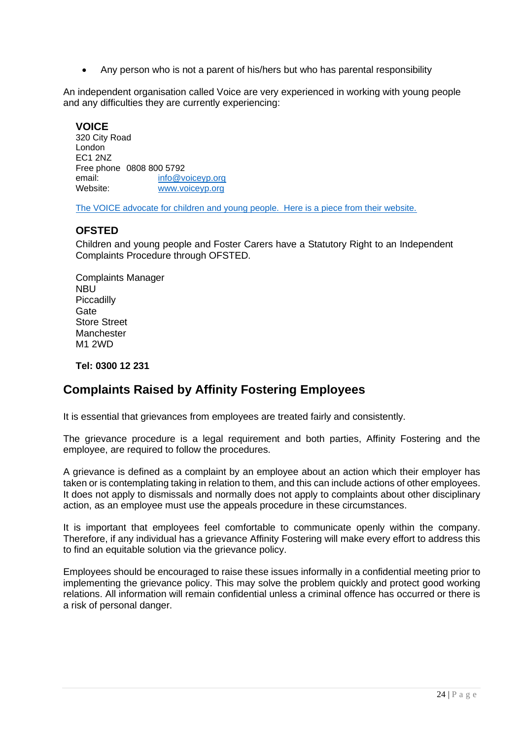- Any person who is not a parent of his/hers but who has parental responsibility

An independent organisation called Voice are very experienced in working with young people and any difficulties they are currently experiencing:

**VOICE**
320 City Road
London
EC1 2NZ
Free phone 0808 800 5792
email: info@voiceyp.org
Website: www.voiceyp.org

The VOICE advocate for children and young people. Here is a piece from their website.

**OFSTED**
Children and young people and Foster Carers have a Statutory Right to an Independent Complaints Procedure through OFSTED.

Complaints Manager
NBU
Piccadilly
Gate
Store Street
Manchester
M1 2WD

**Tel: 0300 12 231**

## Complaints Raised by Affinity Fostering Employees

It is essential that grievances from employees are treated fairly and consistently.

The grievance procedure is a legal requirement and both parties, Affinity Fostering and the employee, are required to follow the procedures.

A grievance is defined as a complaint by an employee about an action which their employer has taken or is contemplating taking in relation to them, and this can include actions of other employees. It does not apply to dismissals and normally does not apply to complaints about other disciplinary action, as an employee must use the appeals procedure in these circumstances.

It is important that employees feel comfortable to communicate openly within the company. Therefore, if any individual has a grievance Affinity Fostering will make every effort to address this to find an equitable solution via the grievance policy.

Employees should be encouraged to raise these issues informally in a confidential meeting prior to implementing the grievance policy. This may solve the problem quickly and protect good working relations. All information will remain confidential unless a criminal offence has occurred or there is a risk of personal danger.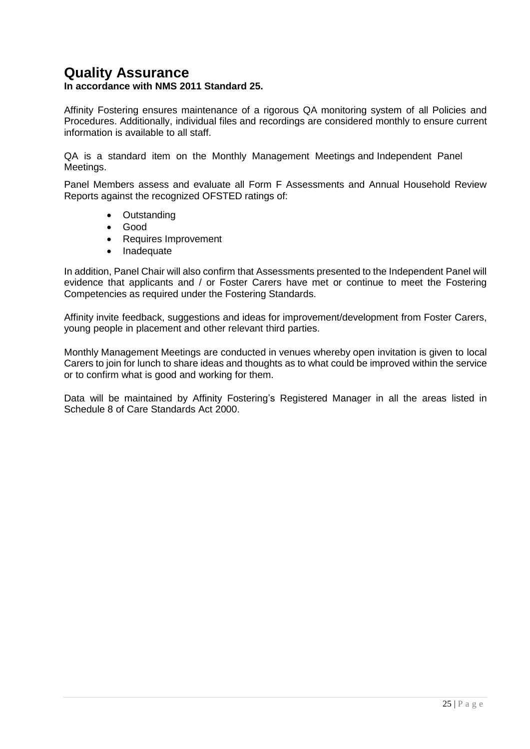# Quality Assurance

**In accordance with NMS 2011 Standard 25.**

Affinity Fostering ensures maintenance of a rigorous QA monitoring system of all Policies and Procedures. Additionally, individual files and recordings are considered monthly to ensure current information is available to all staff.

QA is a standard item on the Monthly Management Meetings and Independent Panel Meetings.

Panel Members assess and evaluate all Form F Assessments and Annual Household Review Reports against the recognized OFSTED ratings of:

- Outstanding
- Good
- Requires Improvement
- Inadequate

In addition, Panel Chair will also confirm that Assessments presented to the Independent Panel will evidence that applicants and / or Foster Carers have met or continue to meet the Fostering Competencies as required under the Fostering Standards.

Affinity invite feedback, suggestions and ideas for improvement/development from Foster Carers, young people in placement and other relevant third parties.

Monthly Management Meetings are conducted in venues whereby open invitation is given to local Carers to join for lunch to share ideas and thoughts as to what could be improved within the service or to confirm what is good and working for them.

Data will be maintained by Affinity Fostering's Registered Manager in all the areas listed in Schedule 8 of Care Standards Act 2000.